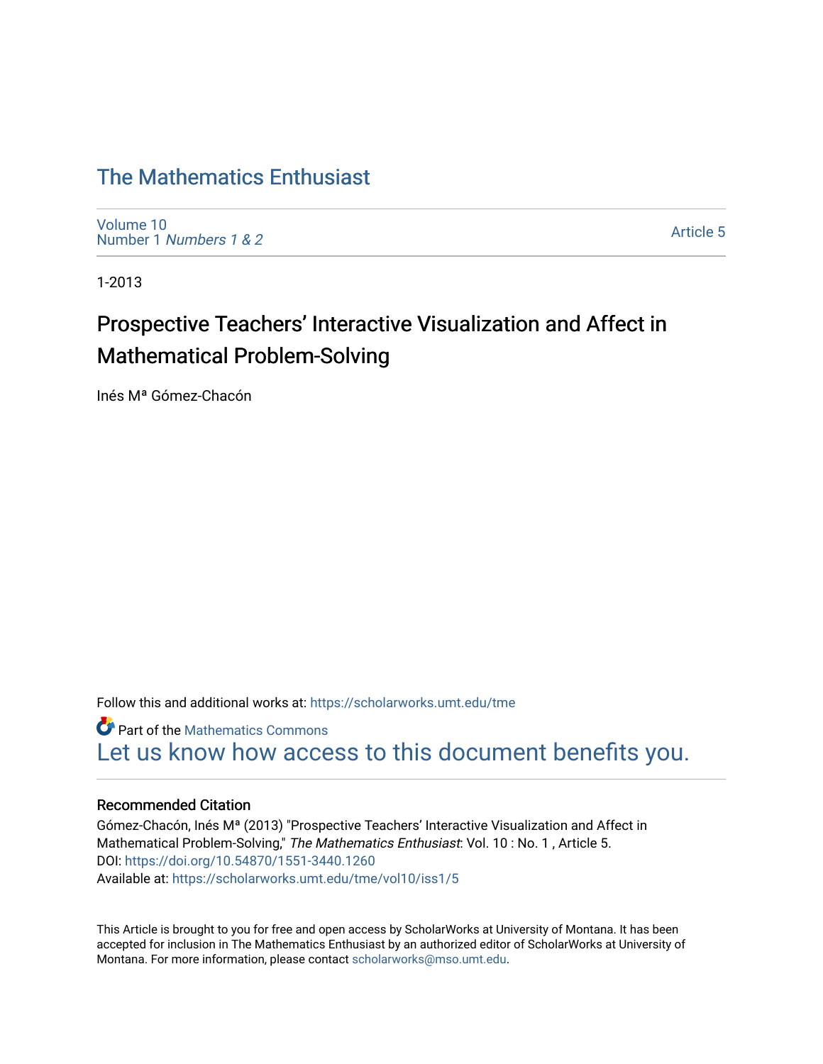# The Mathematics Enthusiast

Volume 10
Number 1 *Numbers 1 & 2*

Article 5

1-2013

## Prospective Teachers' Interactive Visualization and Affect in Mathematical Problem-Solving

Inés Mª Gómez-Chacón

Follow this and additional works at: https://scholarworks.umt.edu/tme

Part of the Mathematics Commons

Let us know how access to this document benefits you.

### Recommended Citation

Gómez-Chacón, Inés Mª (2013) "Prospective Teachers' Interactive Visualization and Affect in Mathematical Problem-Solving," *The Mathematics Enthusiast*: Vol. 10 : No. 1 , Article 5.
DOI: https://doi.org/10.54870/1551-3440.1260
Available at: https://scholarworks.umt.edu/tme/vol10/iss1/5

This Article is brought to you for free and open access by ScholarWorks at University of Montana. It has been accepted for inclusion in The Mathematics Enthusiast by an authorized editor of ScholarWorks at University of Montana. For more information, please contact scholarworks@mso.umt.edu.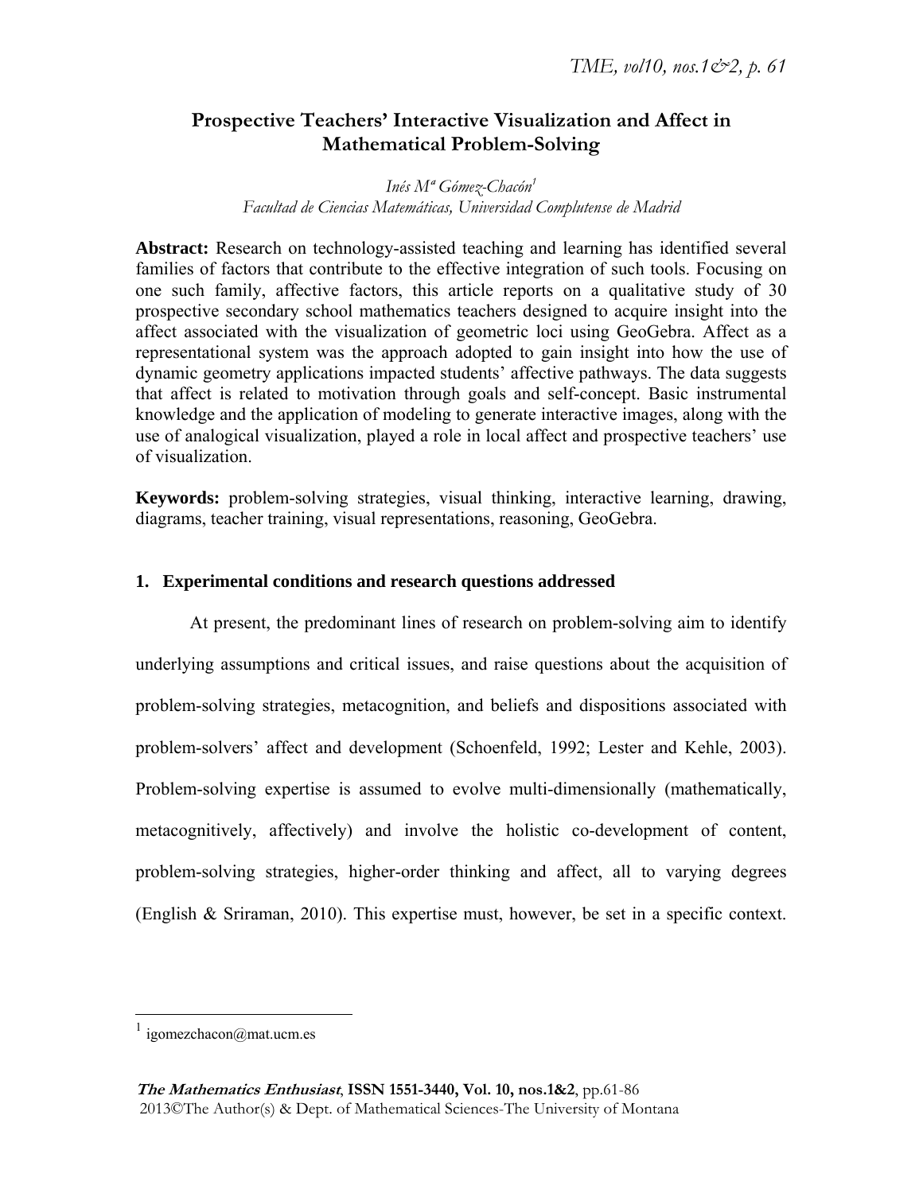# Prospective Teachers' Interactive Visualization and Affect in Mathematical Problem-Solving

*Inés Mª Gómez-Chacón*[1]
*Facultad de Ciencias Matemáticas, Universidad Complutense de Madrid*

**Abstract:** Research on technology-assisted teaching and learning has identified several families of factors that contribute to the effective integration of such tools. Focusing on one such family, affective factors, this article reports on a qualitative study of 30 prospective secondary school mathematics teachers designed to acquire insight into the affect associated with the visualization of geometric loci using GeoGebra. Affect as a representational system was the approach adopted to gain insight into how the use of dynamic geometry applications impacted students' affective pathways. The data suggests that affect is related to motivation through goals and self-concept. Basic instrumental knowledge and the application of modeling to generate interactive images, along with the use of analogical visualization, played a role in local affect and prospective teachers' use of visualization.

**Keywords:** problem-solving strategies, visual thinking, interactive learning, drawing, diagrams, teacher training, visual representations, reasoning, GeoGebra.

## 1. Experimental conditions and research questions addressed

At present, the predominant lines of research on problem-solving aim to identify underlying assumptions and critical issues, and raise questions about the acquisition of problem-solving strategies, metacognition, and beliefs and dispositions associated with problem-solvers' affect and development (Schoenfeld, 1992; Lester and Kehle, 2003). Problem-solving expertise is assumed to evolve multi-dimensionally (mathematically, metacognitively, affectively) and involve the holistic co-development of content, problem-solving strategies, higher-order thinking and affect, all to varying degrees (English & Sriraman, 2010). This expertise must, however, be set in a specific context.

[1] igomezchacon@mat.ucm.es

*The Mathematics Enthusiast*, **ISSN 1551-3440, Vol. 10, nos.1&2**, pp.61-86
2013©The Author(s) & Dept. of Mathematical Sciences-The University of Montana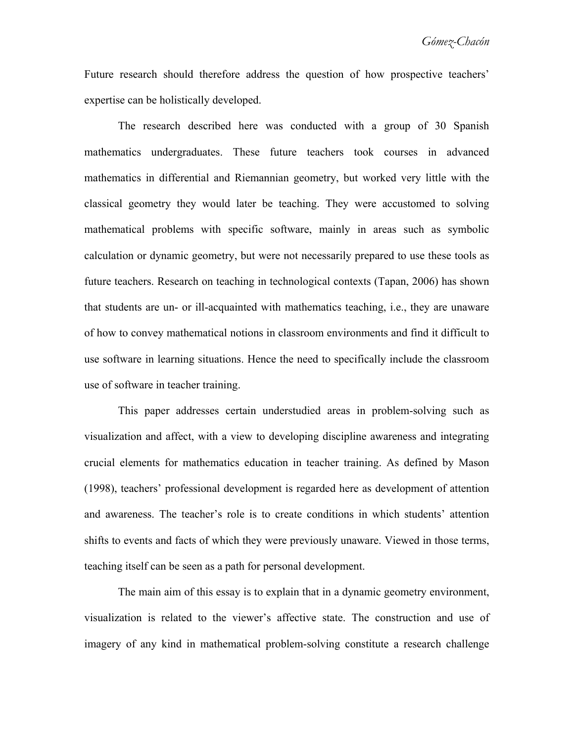Future research should therefore address the question of how prospective teachers' expertise can be holistically developed.

The research described here was conducted with a group of 30 Spanish mathematics undergraduates. These future teachers took courses in advanced mathematics in differential and Riemannian geometry, but worked very little with the classical geometry they would later be teaching. They were accustomed to solving mathematical problems with specific software, mainly in areas such as symbolic calculation or dynamic geometry, but were not necessarily prepared to use these tools as future teachers. Research on teaching in technological contexts (Tapan, 2006) has shown that students are un- or ill-acquainted with mathematics teaching, i.e., they are unaware of how to convey mathematical notions in classroom environments and find it difficult to use software in learning situations. Hence the need to specifically include the classroom use of software in teacher training.

This paper addresses certain understudied areas in problem-solving such as visualization and affect, with a view to developing discipline awareness and integrating crucial elements for mathematics education in teacher training. As defined by Mason (1998), teachers' professional development is regarded here as development of attention and awareness. The teacher's role is to create conditions in which students' attention shifts to events and facts of which they were previously unaware. Viewed in those terms, teaching itself can be seen as a path for personal development.

The main aim of this essay is to explain that in a dynamic geometry environment, visualization is related to the viewer's affective state. The construction and use of imagery of any kind in mathematical problem-solving constitute a research challenge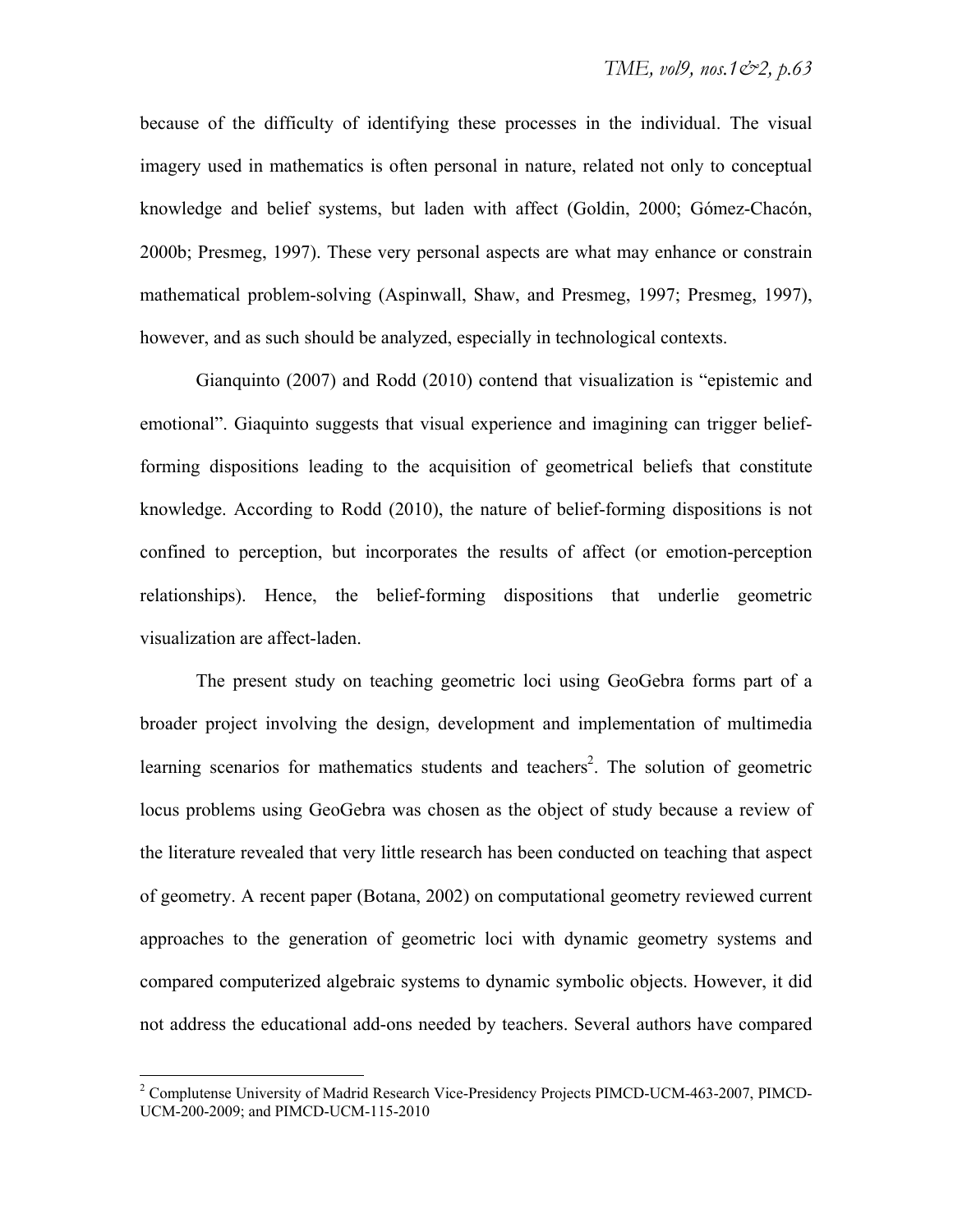because of the difficulty of identifying these processes in the individual. The visual imagery used in mathematics is often personal in nature, related not only to conceptual knowledge and belief systems, but laden with affect (Goldin, 2000; Gómez-Chacón, 2000b; Presmeg, 1997). These very personal aspects are what may enhance or constrain mathematical problem-solving (Aspinwall, Shaw, and Presmeg, 1997; Presmeg, 1997), however, and as such should be analyzed, especially in technological contexts.

Gianquinto (2007) and Rodd (2010) contend that visualization is "epistemic and emotional". Giaquinto suggests that visual experience and imagining can trigger belief-forming dispositions leading to the acquisition of geometrical beliefs that constitute knowledge. According to Rodd (2010), the nature of belief-forming dispositions is not confined to perception, but incorporates the results of affect (or emotion-perception relationships). Hence, the belief-forming dispositions that underlie geometric visualization are affect-laden.

The present study on teaching geometric loci using GeoGebra forms part of a broader project involving the design, development and implementation of multimedia learning scenarios for mathematics students and teachers[2]. The solution of geometric locus problems using GeoGebra was chosen as the object of study because a review of the literature revealed that very little research has been conducted on teaching that aspect of geometry. A recent paper (Botana, 2002) on computational geometry reviewed current approaches to the generation of geometric loci with dynamic geometry systems and compared computerized algebraic systems to dynamic symbolic objects. However, it did not address the educational add-ons needed by teachers. Several authors have compared

[2] Complutense University of Madrid Research Vice-Presidency Projects PIMCD-UCM-463-2007, PIMCD-UCM-200-2009; and PIMCD-UCM-115-2010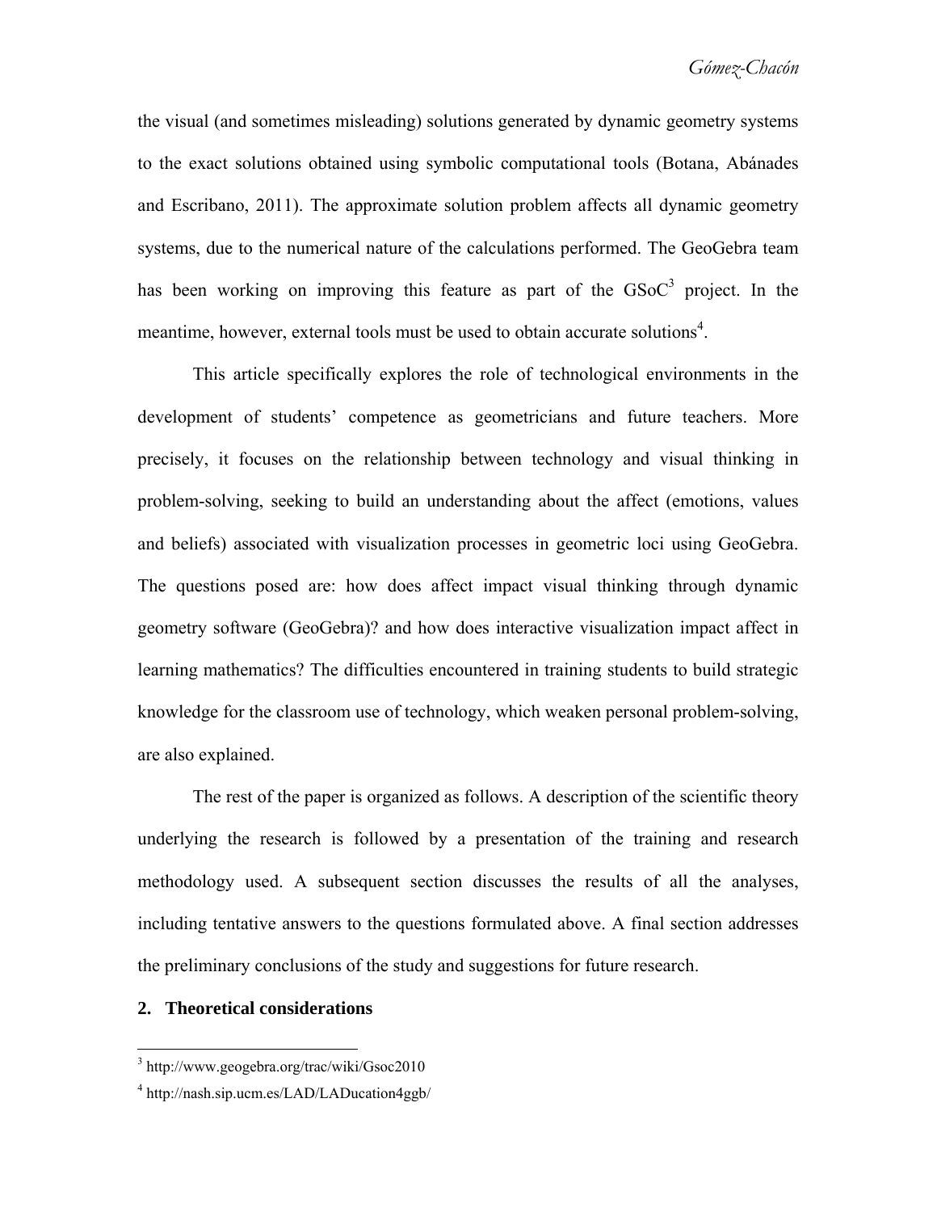the visual (and sometimes misleading) solutions generated by dynamic geometry systems to the exact solutions obtained using symbolic computational tools (Botana, Abánades and Escribano, 2011). The approximate solution problem affects all dynamic geometry systems, due to the numerical nature of the calculations performed. The GeoGebra team has been working on improving this feature as part of the GSoC[3] project. In the meantime, however, external tools must be used to obtain accurate solutions[4].

This article specifically explores the role of technological environments in the development of students' competence as geometricians and future teachers. More precisely, it focuses on the relationship between technology and visual thinking in problem-solving, seeking to build an understanding about the affect (emotions, values and beliefs) associated with visualization processes in geometric loci using GeoGebra. The questions posed are: how does affect impact visual thinking through dynamic geometry software (GeoGebra)? and how does interactive visualization impact affect in learning mathematics? The difficulties encountered in training students to build strategic knowledge for the classroom use of technology, which weaken personal problem-solving, are also explained.

The rest of the paper is organized as follows. A description of the scientific theory underlying the research is followed by a presentation of the training and research methodology used. A subsequent section discusses the results of all the analyses, including tentative answers to the questions formulated above. A final section addresses the preliminary conclusions of the study and suggestions for future research.

## 2. Theoretical considerations

---

[3] http://www.geogebra.org/trac/wiki/Gsoc2010

[4] http://nash.sip.ucm.es/LAD/LADucation4ggb/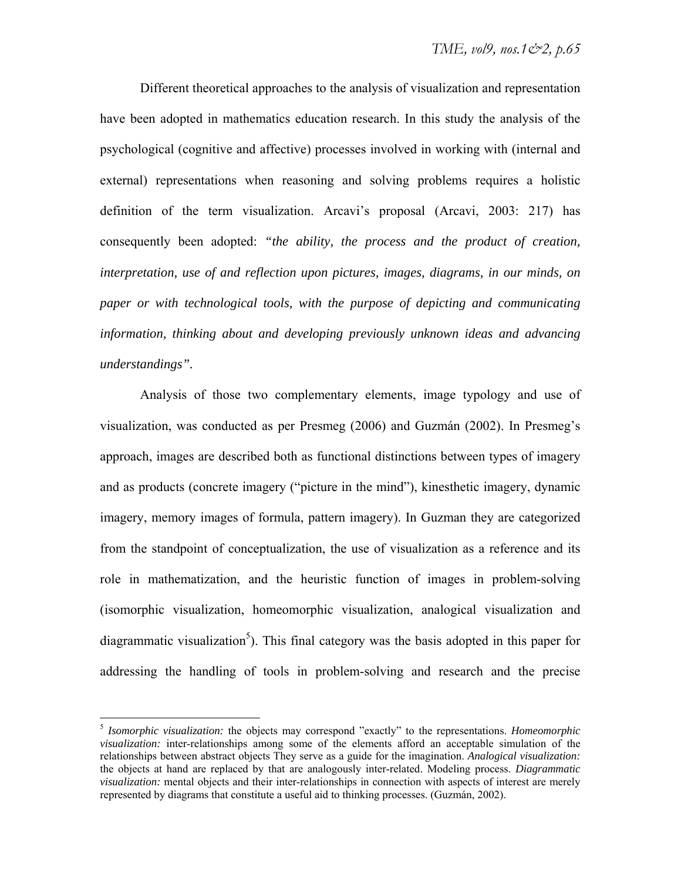Different theoretical approaches to the analysis of visualization and representation have been adopted in mathematics education research. In this study the analysis of the psychological (cognitive and affective) processes involved in working with (internal and external) representations when reasoning and solving problems requires a holistic definition of the term visualization. Arcavi's proposal (Arcavi, 2003: 217) has consequently been adopted: *"the ability, the process and the product of creation, interpretation, use of and reflection upon pictures, images, diagrams, in our minds, on paper or with technological tools, with the purpose of depicting and communicating information, thinking about and developing previously unknown ideas and advancing understandings"*.

Analysis of those two complementary elements, image typology and use of visualization, was conducted as per Presmeg (2006) and Guzmán (2002). In Presmeg's approach, images are described both as functional distinctions between types of imagery and as products (concrete imagery ("picture in the mind"), kinesthetic imagery, dynamic imagery, memory images of formula, pattern imagery). In Guzman they are categorized from the standpoint of conceptualization, the use of visualization as a reference and its role in mathematization, and the heuristic function of images in problem-solving (isomorphic visualization, homeomorphic visualization, analogical visualization and diagrammatic visualization[5]). This final category was the basis adopted in this paper for addressing the handling of tools in problem-solving and research and the precise

[5] *Isomorphic visualization:* the objects may correspond "exactly" to the representations. *Homeomorphic visualization:* inter-relationships among some of the elements afford an acceptable simulation of the relationships between abstract objects They serve as a guide for the imagination. *Analogical visualization:* the objects at hand are replaced by that are analogously inter-related. Modeling process. *Diagrammatic visualization:* mental objects and their inter-relationships in connection with aspects of interest are merely represented by diagrams that constitute a useful aid to thinking processes. (Guzmán, 2002).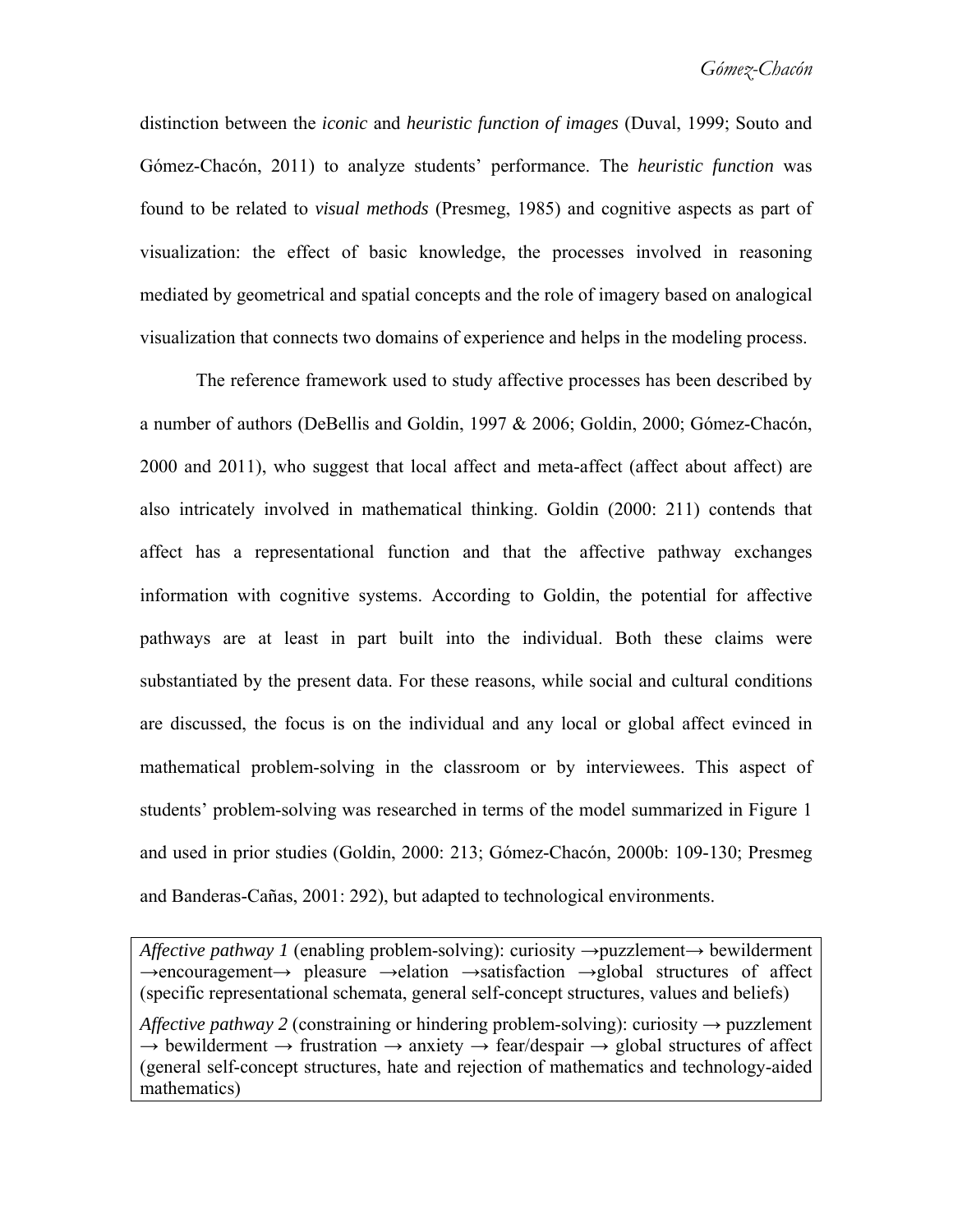distinction between the *iconic* and *heuristic function of images* (Duval, 1999; Souto and Gómez-Chacón, 2011) to analyze students' performance. The *heuristic function* was found to be related to *visual methods* (Presmeg, 1985) and cognitive aspects as part of visualization: the effect of basic knowledge, the processes involved in reasoning mediated by geometrical and spatial concepts and the role of imagery based on analogical visualization that connects two domains of experience and helps in the modeling process.

The reference framework used to study affective processes has been described by a number of authors (DeBellis and Goldin, 1997 & 2006; Goldin, 2000; Gómez-Chacón, 2000 and 2011), who suggest that local affect and meta-affect (affect about affect) are also intricately involved in mathematical thinking. Goldin (2000: 211) contends that affect has a representational function and that the affective pathway exchanges information with cognitive systems. According to Goldin, the potential for affective pathways are at least in part built into the individual. Both these claims were substantiated by the present data. For these reasons, while social and cultural conditions are discussed, the focus is on the individual and any local or global affect evinced in mathematical problem-solving in the classroom or by interviewees. This aspect of students' problem-solving was researched in terms of the model summarized in Figure 1 and used in prior studies (Goldin, 2000: 213; Gómez-Chacón, 2000b: 109-130; Presmeg and Banderas-Cañas, 2001: 292), but adapted to technological environments.

*Affective pathway 1* (enabling problem-solving): curiosity →puzzlement→ bewilderment →encouragement→ pleasure →elation →satisfaction →global structures of affect (specific representational schemata, general self-concept structures, values and beliefs)

*Affective pathway 2* (constraining or hindering problem-solving): curiosity → puzzlement → bewilderment → frustration → anxiety → fear/despair → global structures of affect (general self-concept structures, hate and rejection of mathematics and technology-aided mathematics)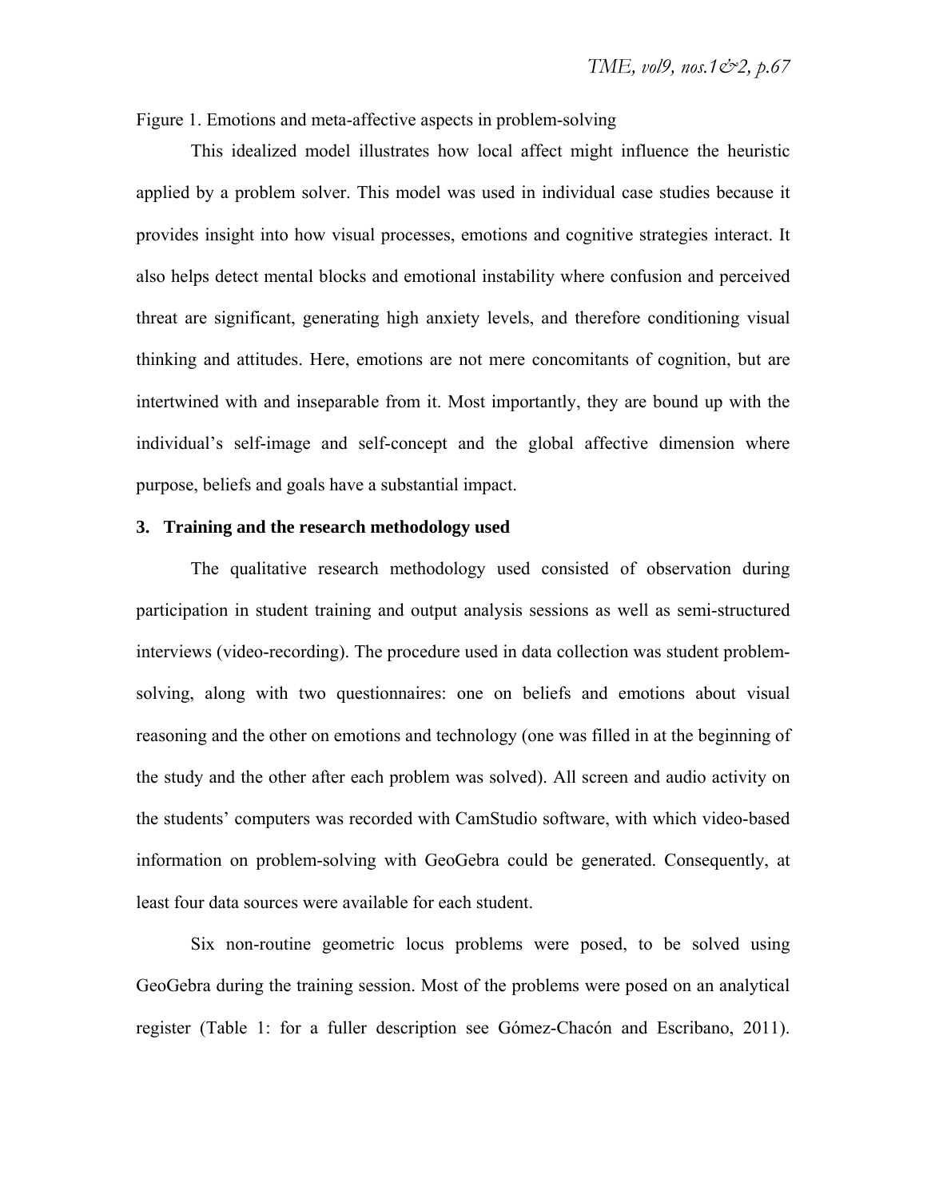Figure 1. Emotions and meta-affective aspects in problem-solving

This idealized model illustrates how local affect might influence the heuristic applied by a problem solver. This model was used in individual case studies because it provides insight into how visual processes, emotions and cognitive strategies interact. It also helps detect mental blocks and emotional instability where confusion and perceived threat are significant, generating high anxiety levels, and therefore conditioning visual thinking and attitudes. Here, emotions are not mere concomitants of cognition, but are intertwined with and inseparable from it. Most importantly, they are bound up with the individual's self-image and self-concept and the global affective dimension where purpose, beliefs and goals have a substantial impact.

## 3. Training and the research methodology used

The qualitative research methodology used consisted of observation during participation in student training and output analysis sessions as well as semi-structured interviews (video-recording). The procedure used in data collection was student problem-solving, along with two questionnaires: one on beliefs and emotions about visual reasoning and the other on emotions and technology (one was filled in at the beginning of the study and the other after each problem was solved). All screen and audio activity on the students' computers was recorded with CamStudio software, with which video-based information on problem-solving with GeoGebra could be generated. Consequently, at least four data sources were available for each student.

Six non-routine geometric locus problems were posed, to be solved using GeoGebra during the training session. Most of the problems were posed on an analytical register (Table 1: for a fuller description see Gómez-Chacón and Escribano, 2011).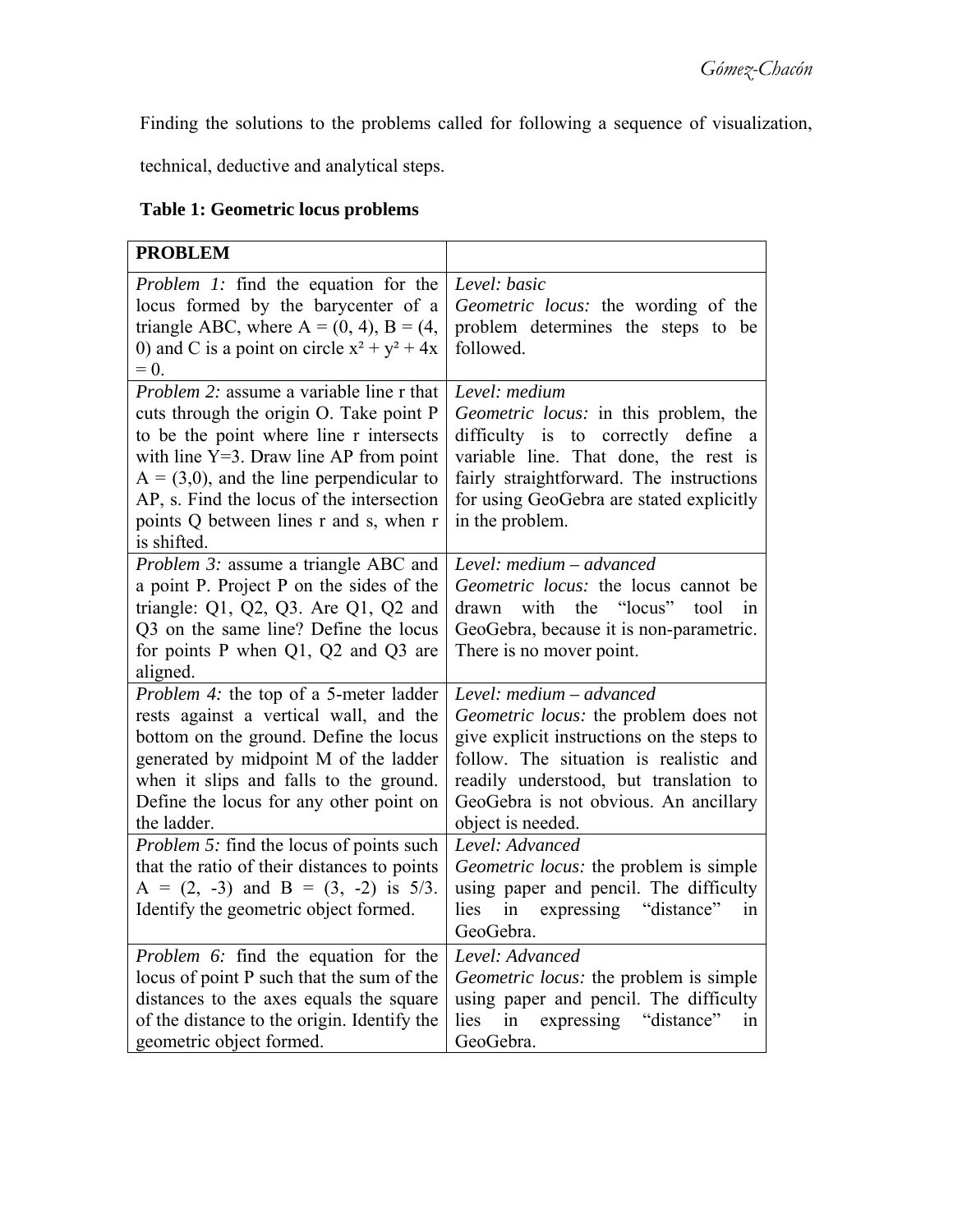Finding the solutions to the problems called for following a sequence of visualization, technical, deductive and analytical steps.

**Table 1: Geometric locus problems**

| **PROBLEM** | |
|---|---|
| *Problem 1:* find the equation for the locus formed by the barycenter of a triangle ABC, where A = (0, 4), B = (4, 0) and C is a point on circle $x^2 + y^2 + 4x = 0$. | *Level: basic*<br>*Geometric locus:* the wording of the problem determines the steps to be followed. |
| *Problem 2:* assume a variable line r that cuts through the origin O. Take point P to be the point where line r intersects with line Y=3. Draw line AP from point A = (3,0), and the line perpendicular to AP, s. Find the locus of the intersection points Q between lines r and s, when r is shifted. | *Level: medium*<br>*Geometric locus:* in this problem, the difficulty is to correctly define a variable line. That done, the rest is fairly straightforward. The instructions for using GeoGebra are stated explicitly in the problem. |
| *Problem 3:* assume a triangle ABC and a point P. Project P on the sides of the triangle: Q1, Q2, Q3. Are Q1, Q2 and Q3 on the same line? Define the locus for points P when Q1, Q2 and Q3 are aligned. | *Level: medium – advanced*<br>*Geometric locus:* the locus cannot be drawn with the "locus" tool in GeoGebra, because it is non-parametric. There is no mover point. |
| *Problem 4:* the top of a 5-meter ladder rests against a vertical wall, and the bottom on the ground. Define the locus generated by midpoint M of the ladder when it slips and falls to the ground. Define the locus for any other point on the ladder. | *Level: medium – advanced*<br>*Geometric locus:* the problem does not give explicit instructions on the steps to follow. The situation is realistic and readily understood, but translation to GeoGebra is not obvious. An ancillary object is needed. |
| *Problem 5:* find the locus of points such that the ratio of their distances to points A = (2, -3) and B = (3, -2) is 5/3. Identify the geometric object formed. | *Level: Advanced*<br>*Geometric locus:* the problem is simple using paper and pencil. The difficulty lies in expressing "distance" in GeoGebra. |
| *Problem 6:* find the equation for the locus of point P such that the sum of the distances to the axes equals the square of the distance to the origin. Identify the geometric object formed. | *Level: Advanced*<br>*Geometric locus:* the problem is simple using paper and pencil. The difficulty lies in expressing "distance" in GeoGebra. |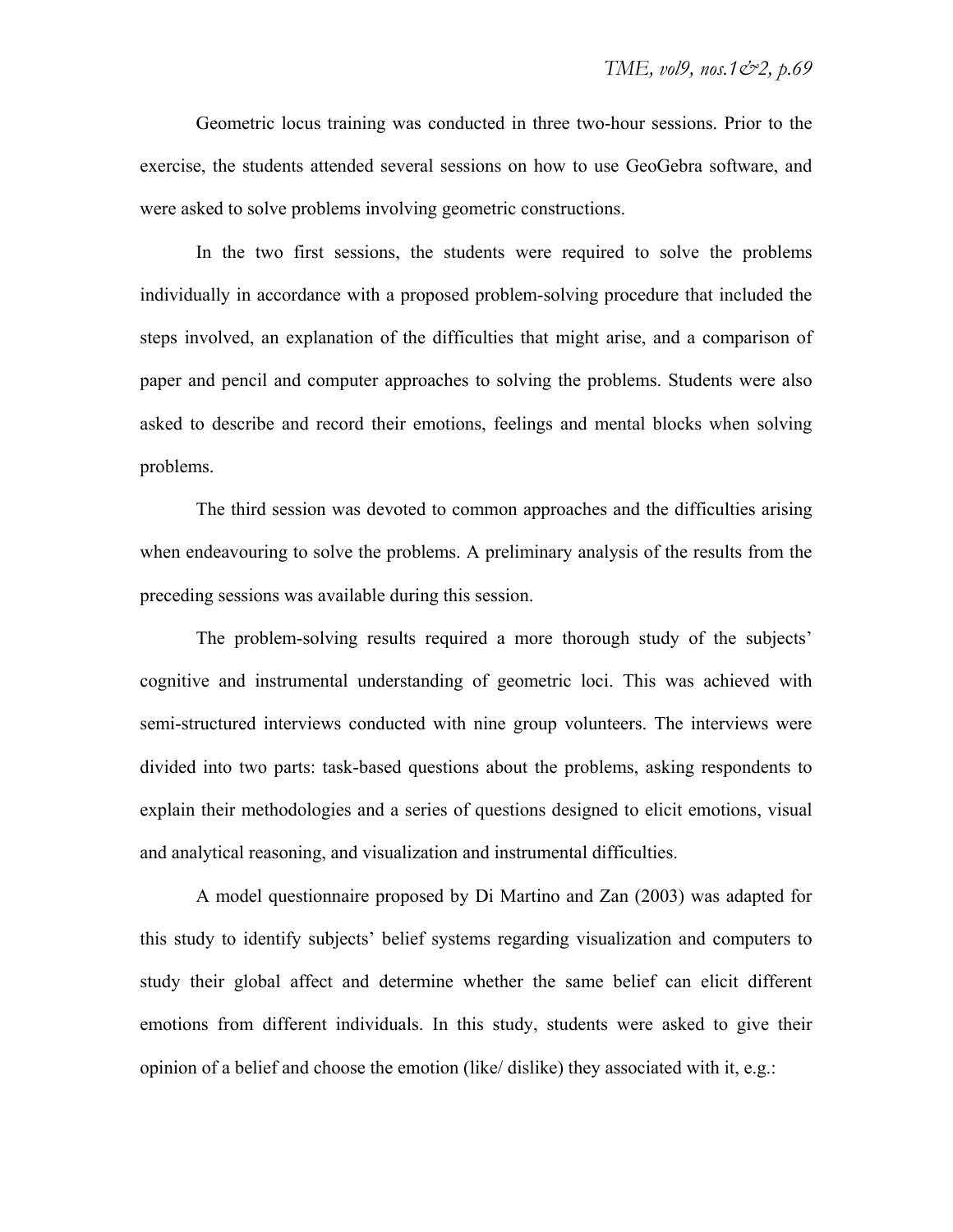Geometric locus training was conducted in three two-hour sessions. Prior to the exercise, the students attended several sessions on how to use GeoGebra software, and were asked to solve problems involving geometric constructions.

In the two first sessions, the students were required to solve the problems individually in accordance with a proposed problem-solving procedure that included the steps involved, an explanation of the difficulties that might arise, and a comparison of paper and pencil and computer approaches to solving the problems. Students were also asked to describe and record their emotions, feelings and mental blocks when solving problems.

The third session was devoted to common approaches and the difficulties arising when endeavouring to solve the problems. A preliminary analysis of the results from the preceding sessions was available during this session.

The problem-solving results required a more thorough study of the subjects' cognitive and instrumental understanding of geometric loci. This was achieved with semi-structured interviews conducted with nine group volunteers. The interviews were divided into two parts: task-based questions about the problems, asking respondents to explain their methodologies and a series of questions designed to elicit emotions, visual and analytical reasoning, and visualization and instrumental difficulties.

A model questionnaire proposed by Di Martino and Zan (2003) was adapted for this study to identify subjects' belief systems regarding visualization and computers to study their global affect and determine whether the same belief can elicit different emotions from different individuals. In this study, students were asked to give their opinion of a belief and choose the emotion (like/ dislike) they associated with it, e.g.: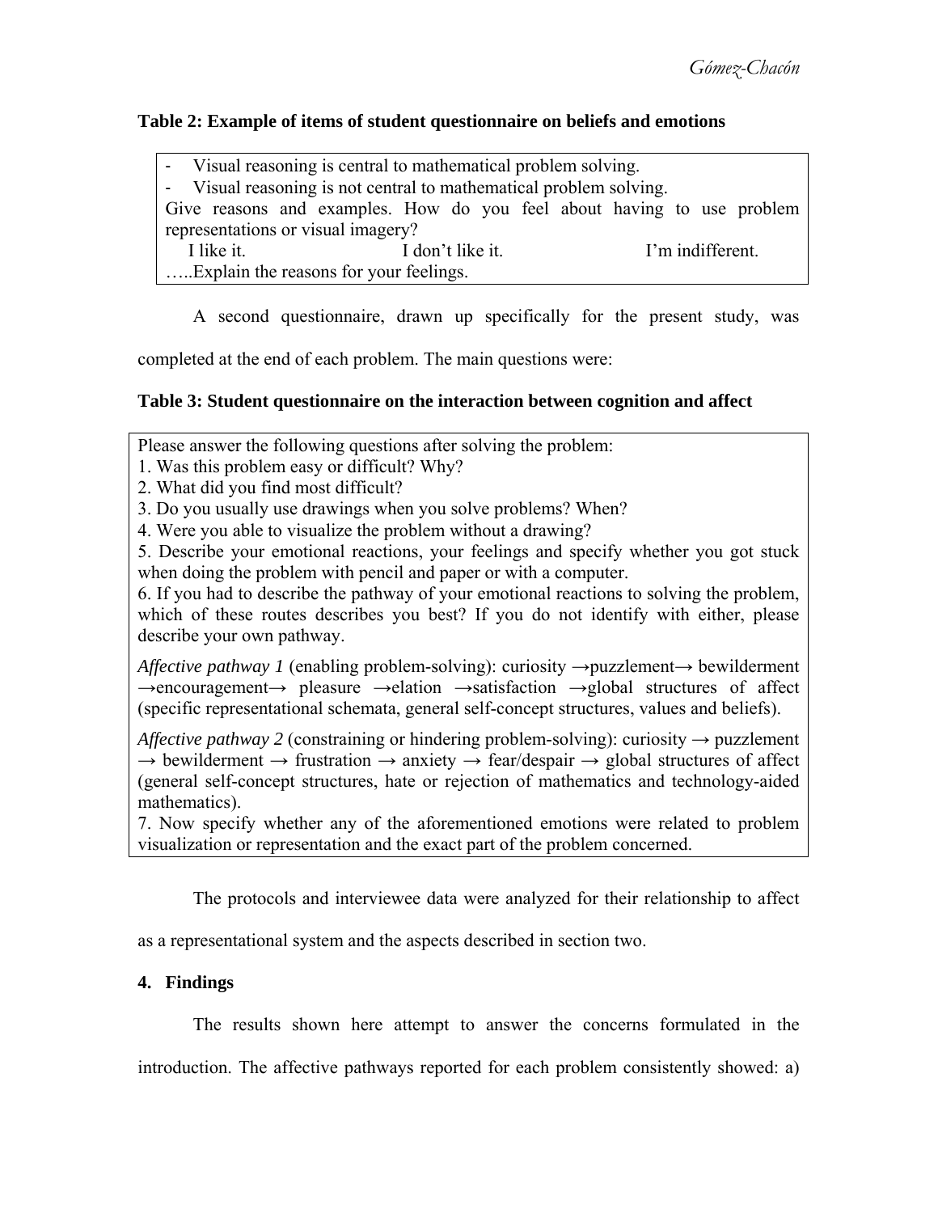**Table 2: Example of items of student questionnaire on beliefs and emotions**

- Visual reasoning is central to mathematical problem solving.
- Visual reasoning is not central to mathematical problem solving.

Give reasons and examples. How do you feel about having to use problem representations or visual imagery?

I like it. I don't like it. I'm indifferent.

…..Explain the reasons for your feelings.

A second questionnaire, drawn up specifically for the present study, was completed at the end of each problem. The main questions were:

**Table 3: Student questionnaire on the interaction between cognition and affect**

Please answer the following questions after solving the problem:

1. Was this problem easy or difficult? Why?
2. What did you find most difficult?
3. Do you usually use drawings when you solve problems? When?
4. Were you able to visualize the problem without a drawing?
5. Describe your emotional reactions, your feelings and specify whether you got stuck when doing the problem with pencil and paper or with a computer.
6. If you had to describe the pathway of your emotional reactions to solving the problem, which of these routes describes you best? If you do not identify with either, please describe your own pathway.

*Affective pathway 1* (enabling problem-solving): curiosity →puzzlement→ bewilderment →encouragement→ pleasure →elation →satisfaction →global structures of affect (specific representational schemata, general self-concept structures, values and beliefs).

*Affective pathway 2* (constraining or hindering problem-solving): curiosity → puzzlement → bewilderment → frustration → anxiety → fear/despair → global structures of affect (general self-concept structures, hate or rejection of mathematics and technology-aided mathematics).

7. Now specify whether any of the aforementioned emotions were related to problem visualization or representation and the exact part of the problem concerned.

The protocols and interviewee data were analyzed for their relationship to affect as a representational system and the aspects described in section two.

## 4. Findings

The results shown here attempt to answer the concerns formulated in the introduction. The affective pathways reported for each problem consistently showed: a)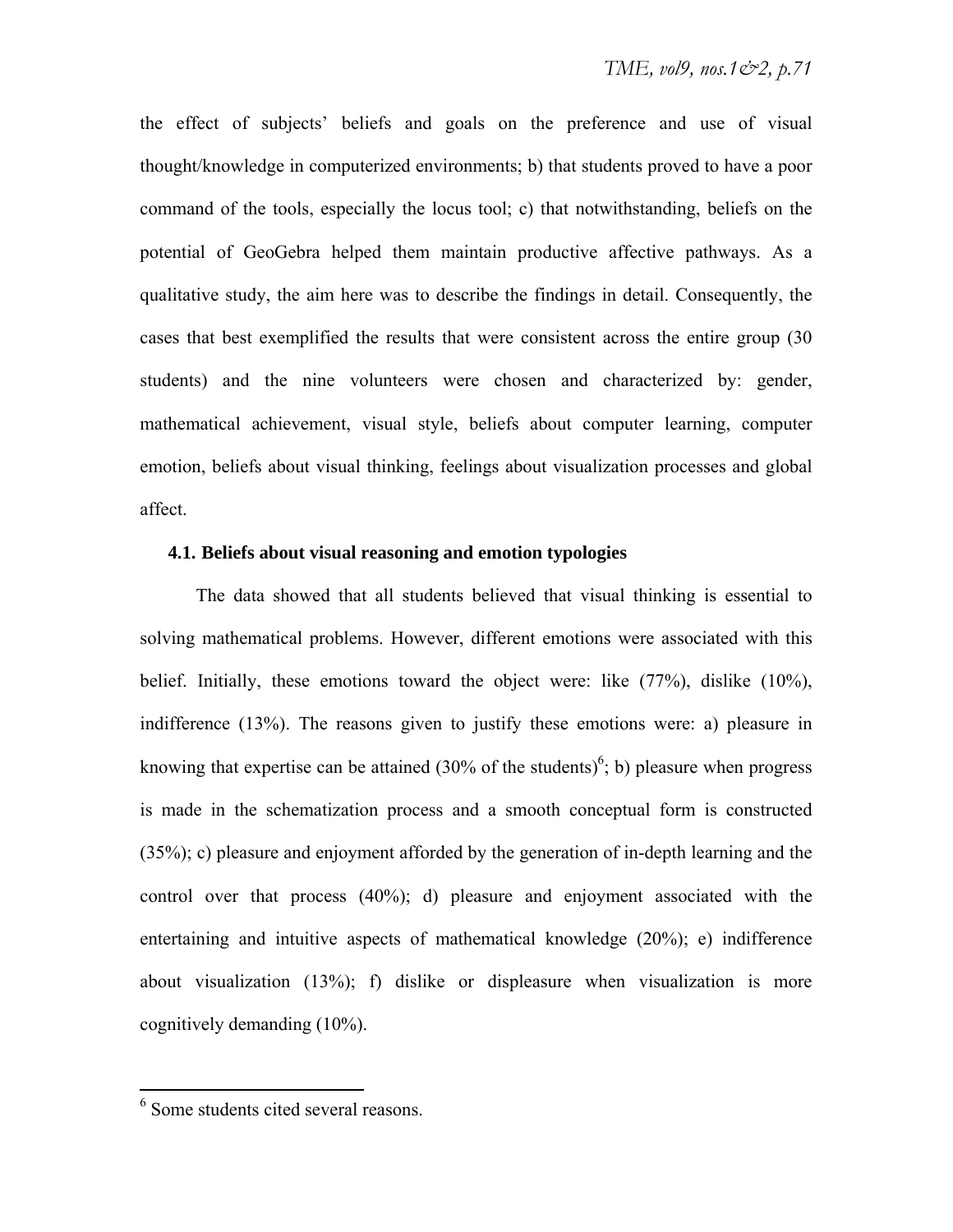the effect of subjects' beliefs and goals on the preference and use of visual thought/knowledge in computerized environments; b) that students proved to have a poor command of the tools, especially the locus tool; c) that notwithstanding, beliefs on the potential of GeoGebra helped them maintain productive affective pathways. As a qualitative study, the aim here was to describe the findings in detail. Consequently, the cases that best exemplified the results that were consistent across the entire group (30 students) and the nine volunteers were chosen and characterized by: gender, mathematical achievement, visual style, beliefs about computer learning, computer emotion, beliefs about visual thinking, feelings about visualization processes and global affect.

### 4.1. Beliefs about visual reasoning and emotion typologies

The data showed that all students believed that visual thinking is essential to solving mathematical problems. However, different emotions were associated with this belief. Initially, these emotions toward the object were: like (77%), dislike (10%), indifference (13%). The reasons given to justify these emotions were: a) pleasure in knowing that expertise can be attained (30% of the students)[6]; b) pleasure when progress is made in the schematization process and a smooth conceptual form is constructed (35%); c) pleasure and enjoyment afforded by the generation of in-depth learning and the control over that process (40%); d) pleasure and enjoyment associated with the entertaining and intuitive aspects of mathematical knowledge (20%); e) indifference about visualization (13%); f) dislike or displeasure when visualization is more cognitively demanding (10%).

[6] Some students cited several reasons.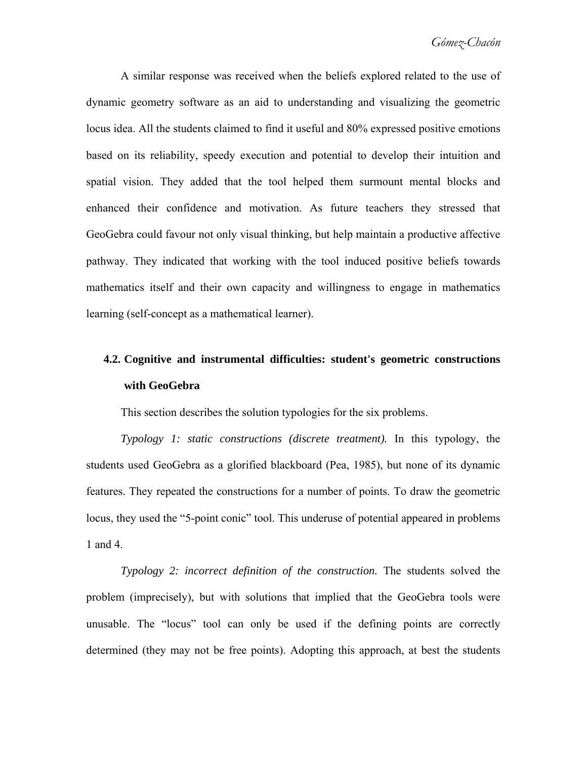A similar response was received when the beliefs explored related to the use of dynamic geometry software as an aid to understanding and visualizing the geometric locus idea. All the students claimed to find it useful and 80% expressed positive emotions based on its reliability, speedy execution and potential to develop their intuition and spatial vision. They added that the tool helped them surmount mental blocks and enhanced their confidence and motivation. As future teachers they stressed that GeoGebra could favour not only visual thinking, but help maintain a productive affective pathway. They indicated that working with the tool induced positive beliefs towards mathematics itself and their own capacity and willingness to engage in mathematics learning (self-concept as a mathematical learner).

### 4.2. Cognitive and instrumental difficulties: student's geometric constructions with GeoGebra

This section describes the solution typologies for the six problems.

*Typology 1: static constructions (discrete treatment).* In this typology, the students used GeoGebra as a glorified blackboard (Pea, 1985), but none of its dynamic features. They repeated the constructions for a number of points. To draw the geometric locus, they used the "5-point conic" tool. This underuse of potential appeared in problems 1 and 4.

*Typology 2: incorrect definition of the construction.* The students solved the problem (imprecisely), but with solutions that implied that the GeoGebra tools were unusable. The "locus" tool can only be used if the defining points are correctly determined (they may not be free points). Adopting this approach, at best the students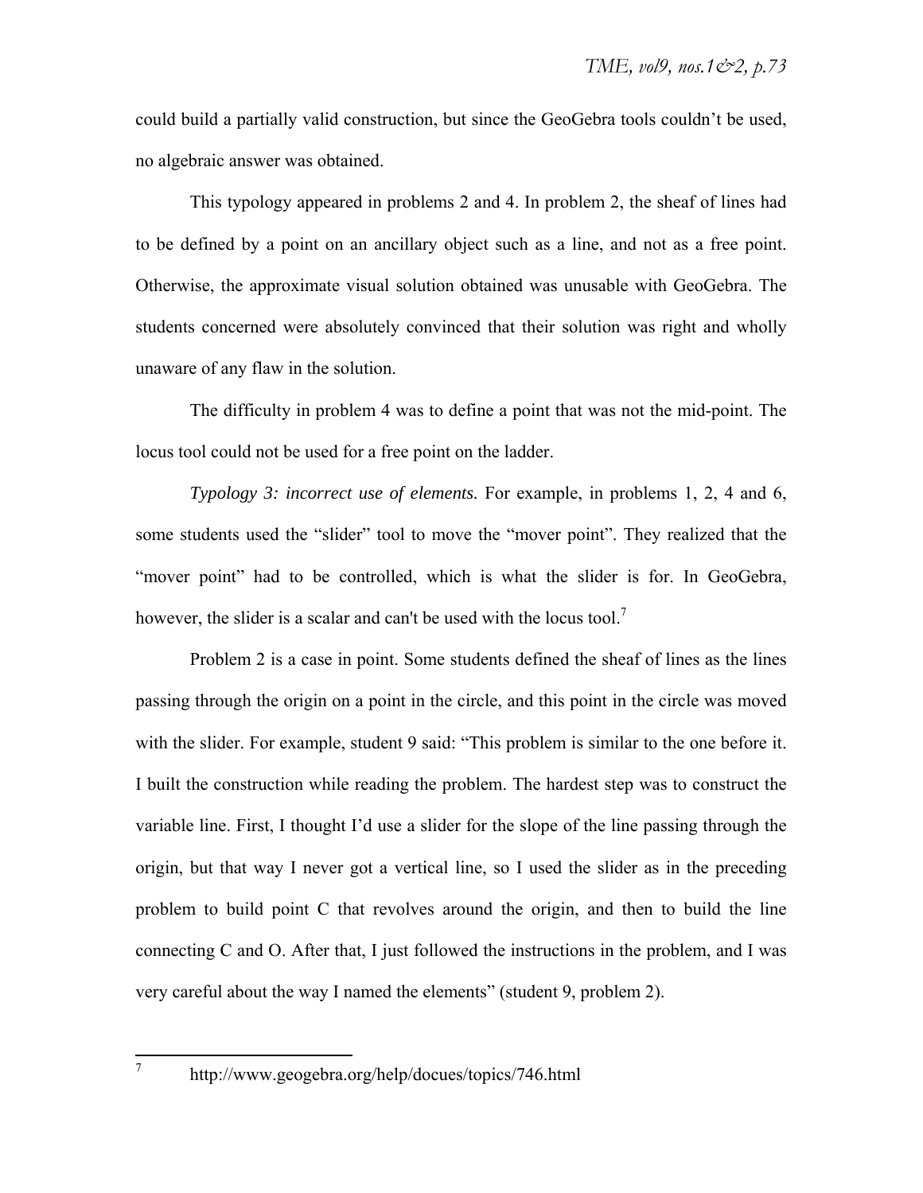could build a partially valid construction, but since the GeoGebra tools couldn't be used, no algebraic answer was obtained.

This typology appeared in problems 2 and 4. In problem 2, the sheaf of lines had to be defined by a point on an ancillary object such as a line, and not as a free point. Otherwise, the approximate visual solution obtained was unusable with GeoGebra. The students concerned were absolutely convinced that their solution was right and wholly unaware of any flaw in the solution.

The difficulty in problem 4 was to define a point that was not the mid-point. The locus tool could not be used for a free point on the ladder.

*Typology 3: incorrect use of elements.* For example, in problems 1, 2, 4 and 6, some students used the "slider" tool to move the "mover point". They realized that the "mover point" had to be controlled, which is what the slider is for. In GeoGebra, however, the slider is a scalar and can't be used with the locus tool.[7]

Problem 2 is a case in point. Some students defined the sheaf of lines as the lines passing through the origin on a point in the circle, and this point in the circle was moved with the slider. For example, student 9 said: "This problem is similar to the one before it. I built the construction while reading the problem. The hardest step was to construct the variable line. First, I thought I'd use a slider for the slope of the line passing through the origin, but that way I never got a vertical line, so I used the slider as in the preceding problem to build point C that revolves around the origin, and then to build the line connecting C and O. After that, I just followed the instructions in the problem, and I was very careful about the way I named the elements" (student 9, problem 2).

[7] http://www.geogebra.org/help/docues/topics/746.html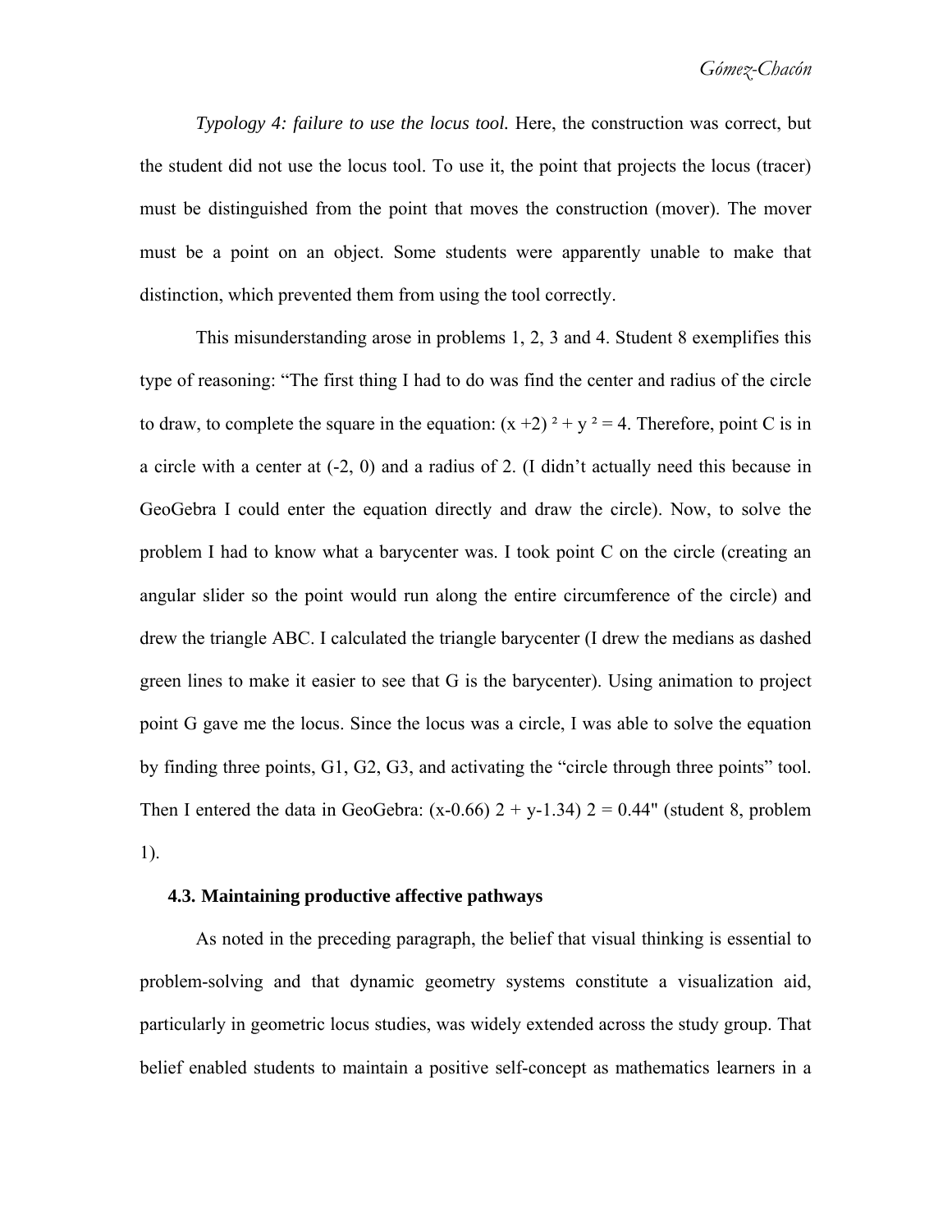*Typology 4: failure to use the locus tool.* Here, the construction was correct, but the student did not use the locus tool. To use it, the point that projects the locus (tracer) must be distinguished from the point that moves the construction (mover). The mover must be a point on an object. Some students were apparently unable to make that distinction, which prevented them from using the tool correctly.

This misunderstanding arose in problems 1, 2, 3 and 4. Student 8 exemplifies this type of reasoning: "The first thing I had to do was find the center and radius of the circle to draw, to complete the square in the equation: $(x+2)^2 + y^2 = 4$. Therefore, point C is in a circle with a center at (-2, 0) and a radius of 2. (I didn't actually need this because in GeoGebra I could enter the equation directly and draw the circle). Now, to solve the problem I had to know what a barycenter was. I took point C on the circle (creating an angular slider so the point would run along the entire circumference of the circle) and drew the triangle ABC. I calculated the triangle barycenter (I drew the medians as dashed green lines to make it easier to see that G is the barycenter). Using animation to project point G gave me the locus. Since the locus was a circle, I was able to solve the equation by finding three points, G1, G2, G3, and activating the "circle through three points" tool. Then I entered the data in GeoGebra: (x-0.66) 2 + y-1.34) 2 = 0.44" (student 8, problem 1).

### 4.3. Maintaining productive affective pathways

As noted in the preceding paragraph, the belief that visual thinking is essential to problem-solving and that dynamic geometry systems constitute a visualization aid, particularly in geometric locus studies, was widely extended across the study group. That belief enabled students to maintain a positive self-concept as mathematics learners in a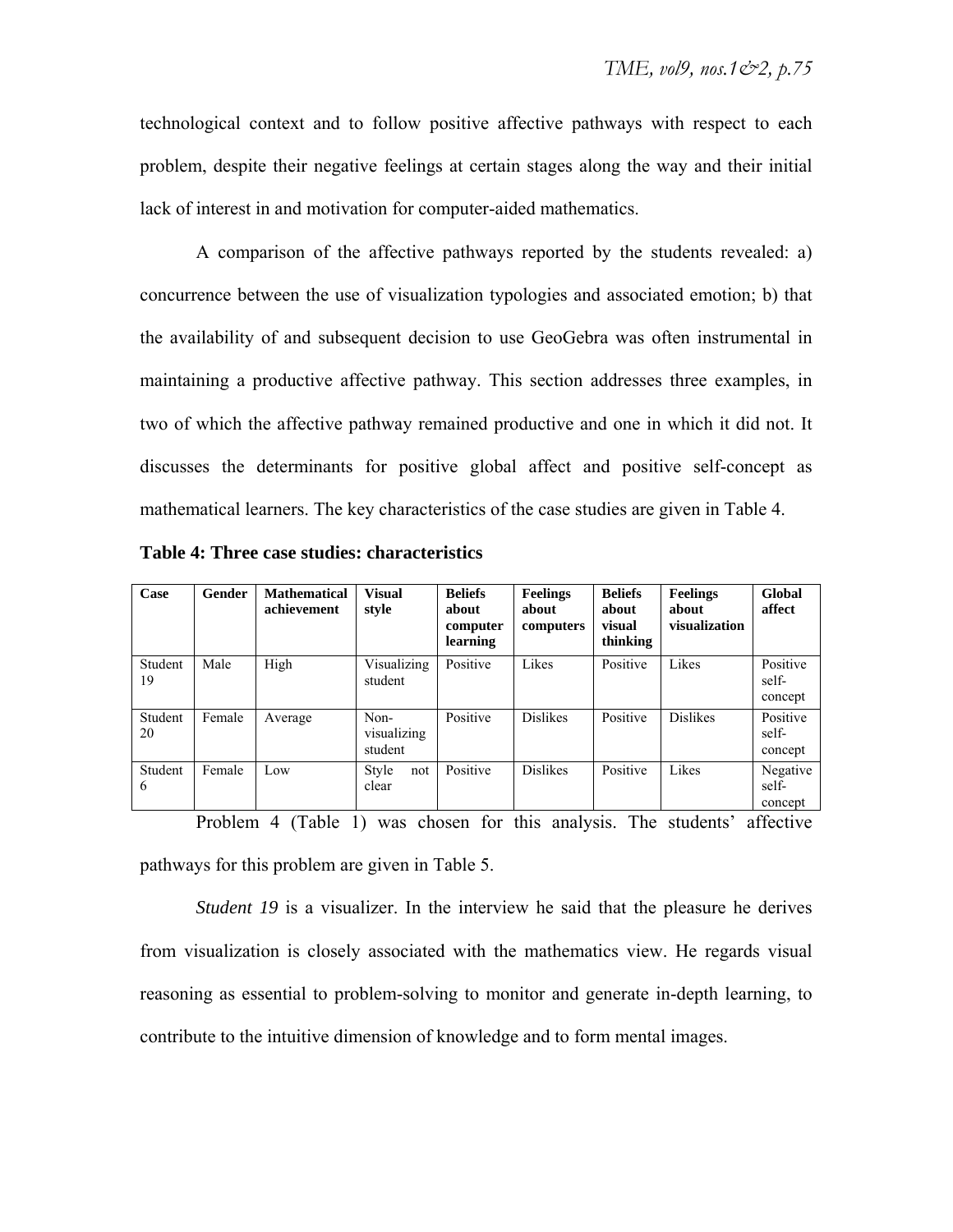technological context and to follow positive affective pathways with respect to each problem, despite their negative feelings at certain stages along the way and their initial lack of interest in and motivation for computer-aided mathematics.

A comparison of the affective pathways reported by the students revealed: a) concurrence between the use of visualization typologies and associated emotion; b) that the availability of and subsequent decision to use GeoGebra was often instrumental in maintaining a productive affective pathway. This section addresses three examples, in two of which the affective pathway remained productive and one in which it did not. It discusses the determinants for positive global affect and positive self-concept as mathematical learners. The key characteristics of the case studies are given in Table 4.

**Table 4: Three case studies: characteristics**

| Case | Gender | Mathematical achievement | Visual style | Beliefs about computer learning | Feelings about computers | Beliefs about visual thinking | Feelings about visualization | Global affect |
|---|---|---|---|---|---|---|---|---|
| Student 19 | Male | High | Visualizing student | Positive | Likes | Positive | Likes | Positive self-concept |
| Student 20 | Female | Average | Non-visualizing student | Positive | Dislikes | Positive | Dislikes | Positive self-concept |
| Student 6 | Female | Low | Style not clear | Positive | Dislikes | Positive | Likes | Negative self-concept |

Problem 4 (Table 1) was chosen for this analysis. The students' affective pathways for this problem are given in Table 5.

*Student 19* is a visualizer. In the interview he said that the pleasure he derives from visualization is closely associated with the mathematics view. He regards visual reasoning as essential to problem-solving to monitor and generate in-depth learning, to contribute to the intuitive dimension of knowledge and to form mental images.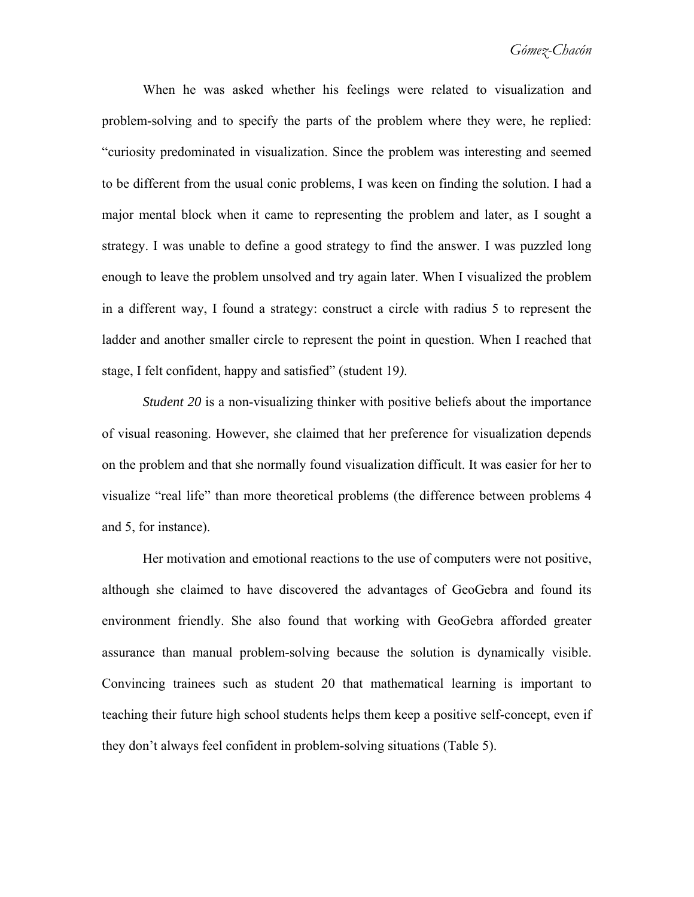When he was asked whether his feelings were related to visualization and problem-solving and to specify the parts of the problem where they were, he replied: "curiosity predominated in visualization. Since the problem was interesting and seemed to be different from the usual conic problems, I was keen on finding the solution. I had a major mental block when it came to representing the problem and later, as I sought a strategy. I was unable to define a good strategy to find the answer. I was puzzled long enough to leave the problem unsolved and try again later. When I visualized the problem in a different way, I found a strategy: construct a circle with radius 5 to represent the ladder and another smaller circle to represent the point in question. When I reached that stage, I felt confident, happy and satisfied" (student 19*)*.

*Student 20* is a non-visualizing thinker with positive beliefs about the importance of visual reasoning. However, she claimed that her preference for visualization depends on the problem and that she normally found visualization difficult. It was easier for her to visualize "real life" than more theoretical problems (the difference between problems 4 and 5, for instance).

Her motivation and emotional reactions to the use of computers were not positive, although she claimed to have discovered the advantages of GeoGebra and found its environment friendly. She also found that working with GeoGebra afforded greater assurance than manual problem-solving because the solution is dynamically visible. Convincing trainees such as student 20 that mathematical learning is important to teaching their future high school students helps them keep a positive self-concept, even if they don't always feel confident in problem-solving situations (Table 5).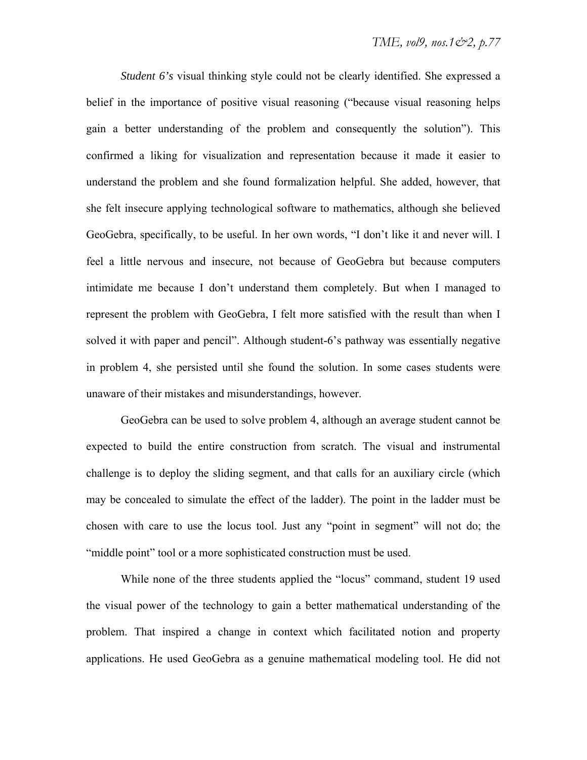*Student 6's* visual thinking style could not be clearly identified. She expressed a belief in the importance of positive visual reasoning ("because visual reasoning helps gain a better understanding of the problem and consequently the solution"). This confirmed a liking for visualization and representation because it made it easier to understand the problem and she found formalization helpful. She added, however, that she felt insecure applying technological software to mathematics, although she believed GeoGebra, specifically, to be useful. In her own words, "I don't like it and never will. I feel a little nervous and insecure, not because of GeoGebra but because computers intimidate me because I don't understand them completely. But when I managed to represent the problem with GeoGebra, I felt more satisfied with the result than when I solved it with paper and pencil". Although student-6's pathway was essentially negative in problem 4, she persisted until she found the solution. In some cases students were unaware of their mistakes and misunderstandings, however.

GeoGebra can be used to solve problem 4, although an average student cannot be expected to build the entire construction from scratch. The visual and instrumental challenge is to deploy the sliding segment, and that calls for an auxiliary circle (which may be concealed to simulate the effect of the ladder). The point in the ladder must be chosen with care to use the locus tool. Just any "point in segment" will not do; the "middle point" tool or a more sophisticated construction must be used.

While none of the three students applied the "locus" command, student 19 used the visual power of the technology to gain a better mathematical understanding of the problem. That inspired a change in context which facilitated notion and property applications. He used GeoGebra as a genuine mathematical modeling tool. He did not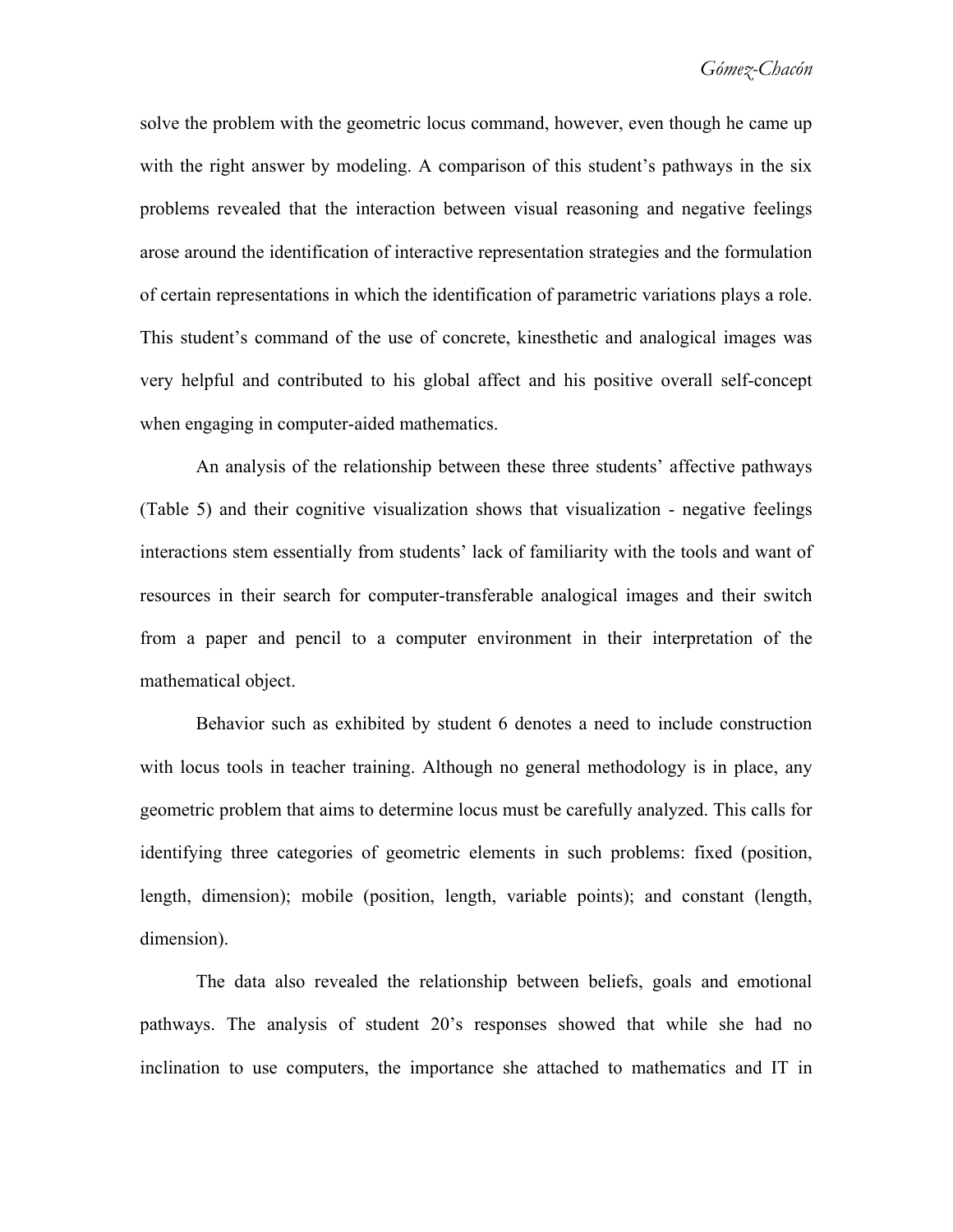solve the problem with the geometric locus command, however, even though he came up with the right answer by modeling. A comparison of this student's pathways in the six problems revealed that the interaction between visual reasoning and negative feelings arose around the identification of interactive representation strategies and the formulation of certain representations in which the identification of parametric variations plays a role. This student's command of the use of concrete, kinesthetic and analogical images was very helpful and contributed to his global affect and his positive overall self-concept when engaging in computer-aided mathematics.

An analysis of the relationship between these three students' affective pathways (Table 5) and their cognitive visualization shows that visualization - negative feelings interactions stem essentially from students' lack of familiarity with the tools and want of resources in their search for computer-transferable analogical images and their switch from a paper and pencil to a computer environment in their interpretation of the mathematical object.

Behavior such as exhibited by student 6 denotes a need to include construction with locus tools in teacher training. Although no general methodology is in place, any geometric problem that aims to determine locus must be carefully analyzed. This calls for identifying three categories of geometric elements in such problems: fixed (position, length, dimension); mobile (position, length, variable points); and constant (length, dimension).

The data also revealed the relationship between beliefs, goals and emotional pathways. The analysis of student 20's responses showed that while she had no inclination to use computers, the importance she attached to mathematics and IT in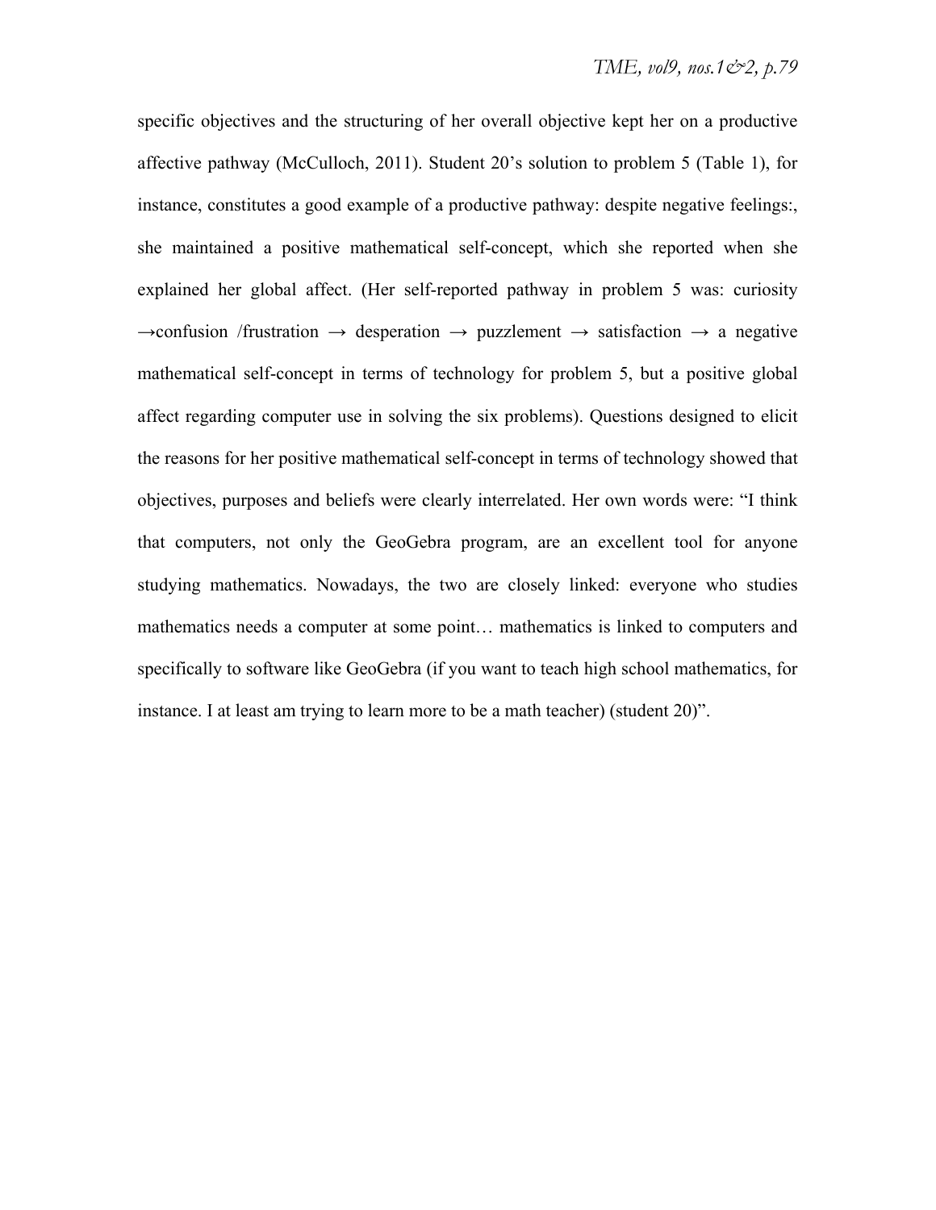specific objectives and the structuring of her overall objective kept her on a productive affective pathway (McCulloch, 2011). Student 20's solution to problem 5 (Table 1), for instance, constitutes a good example of a productive pathway: despite negative feelings:, she maintained a positive mathematical self-concept, which she reported when she explained her global affect. (Her self-reported pathway in problem 5 was: curiosity →confusion /frustration → desperation → puzzlement → satisfaction → a negative mathematical self-concept in terms of technology for problem 5, but a positive global affect regarding computer use in solving the six problems). Questions designed to elicit the reasons for her positive mathematical self-concept in terms of technology showed that objectives, purposes and beliefs were clearly interrelated. Her own words were: "I think that computers, not only the GeoGebra program, are an excellent tool for anyone studying mathematics. Nowadays, the two are closely linked: everyone who studies mathematics needs a computer at some point… mathematics is linked to computers and specifically to software like GeoGebra (if you want to teach high school mathematics, for instance. I at least am trying to learn more to be a math teacher) (student 20)".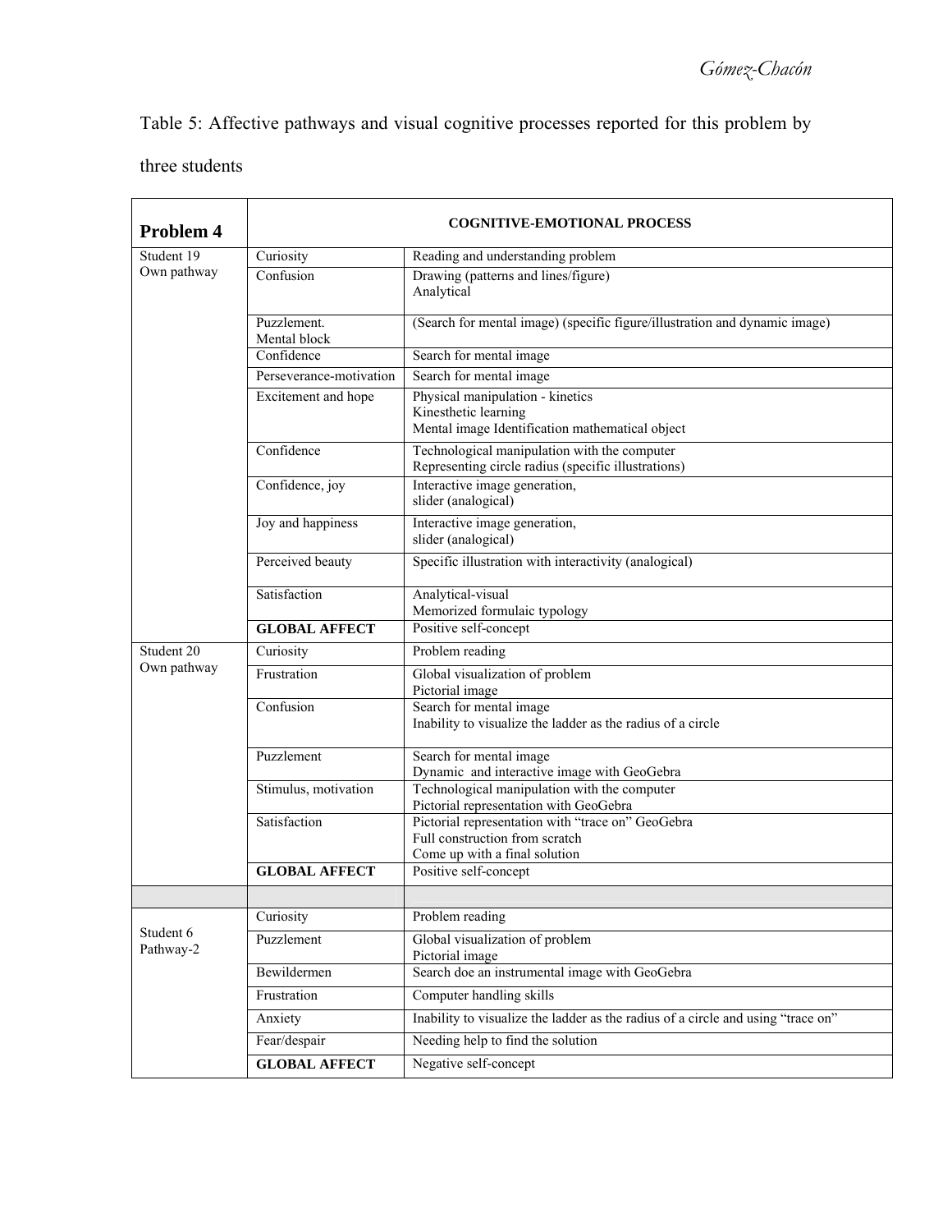Table 5: Affective pathways and visual cognitive processes reported for this problem by three students

| **Problem 4** | **COGNITIVE-EMOTIONAL PROCESS** | |
|---|---|---|
| Student 19 Own pathway | Curiosity | Reading and understanding problem |
| | Confusion | Drawing (patterns and lines/figure) Analytical |
| | Puzzlement. Mental block | (Search for mental image) (specific figure/illustration and dynamic image) |
| | Confidence | Search for mental image |
| | Perseverance-motivation | Search for mental image |
| | Excitement and hope | Physical manipulation - kinetics Kinesthetic learning Mental image Identification mathematical object |
| | Confidence | Technological manipulation with the computer Representing circle radius (specific illustrations) |
| | Confidence, joy | Interactive image generation, slider (analogical) |
| | Joy and happiness | Interactive image generation, slider (analogical) |
| | Perceived beauty | Specific illustration with interactivity (analogical) |
| | Satisfaction | Analytical-visual Memorized formulaic typology |
| | **GLOBAL AFFECT** | Positive self-concept |
| Student 20 Own pathway | Curiosity | Problem reading |
| | Frustration | Global visualization of problem Pictorial image |
| | Confusion | Search for mental image Inability to visualize the ladder as the radius of a circle |
| | Puzzlement | Search for mental image Dynamic and interactive image with GeoGebra |
| | Stimulus, motivation | Technological manipulation with the computer Pictorial representation with GeoGebra |
| | Satisfaction | Pictorial representation with "trace on" GeoGebra Full construction from scratch Come up with a final solution |
| | **GLOBAL AFFECT** | Positive self-concept |
| | | |
| Student 6 Pathway-2 | Curiosity | Problem reading |
| | Puzzlement | Global visualization of problem Pictorial image |
| | Bewildermen | Search doe an instrumental image with GeoGebra |
| | Frustration | Computer handling skills |
| | Anxiety | Inability to visualize the ladder as the radius of a circle and using "trace on" |
| | Fear/despair | Needing help to find the solution |
| | **GLOBAL AFFECT** | Negative self-concept |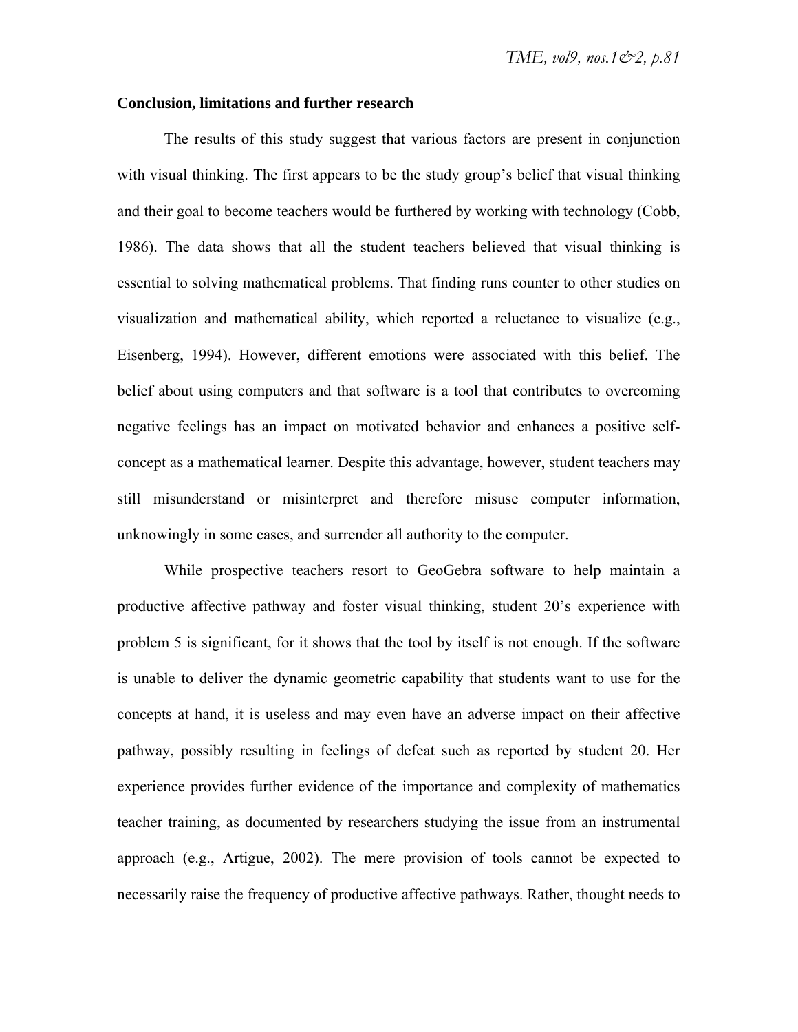### Conclusion, limitations and further research

The results of this study suggest that various factors are present in conjunction with visual thinking. The first appears to be the study group's belief that visual thinking and their goal to become teachers would be furthered by working with technology (Cobb, 1986). The data shows that all the student teachers believed that visual thinking is essential to solving mathematical problems. That finding runs counter to other studies on visualization and mathematical ability, which reported a reluctance to visualize (e.g., Eisenberg, 1994). However, different emotions were associated with this belief. The belief about using computers and that software is a tool that contributes to overcoming negative feelings has an impact on motivated behavior and enhances a positive self-concept as a mathematical learner. Despite this advantage, however, student teachers may still misunderstand or misinterpret and therefore misuse computer information, unknowingly in some cases, and surrender all authority to the computer.

While prospective teachers resort to GeoGebra software to help maintain a productive affective pathway and foster visual thinking, student 20's experience with problem 5 is significant, for it shows that the tool by itself is not enough. If the software is unable to deliver the dynamic geometric capability that students want to use for the concepts at hand, it is useless and may even have an adverse impact on their affective pathway, possibly resulting in feelings of defeat such as reported by student 20. Her experience provides further evidence of the importance and complexity of mathematics teacher training, as documented by researchers studying the issue from an instrumental approach (e.g., Artigue, 2002). The mere provision of tools cannot be expected to necessarily raise the frequency of productive affective pathways. Rather, thought needs to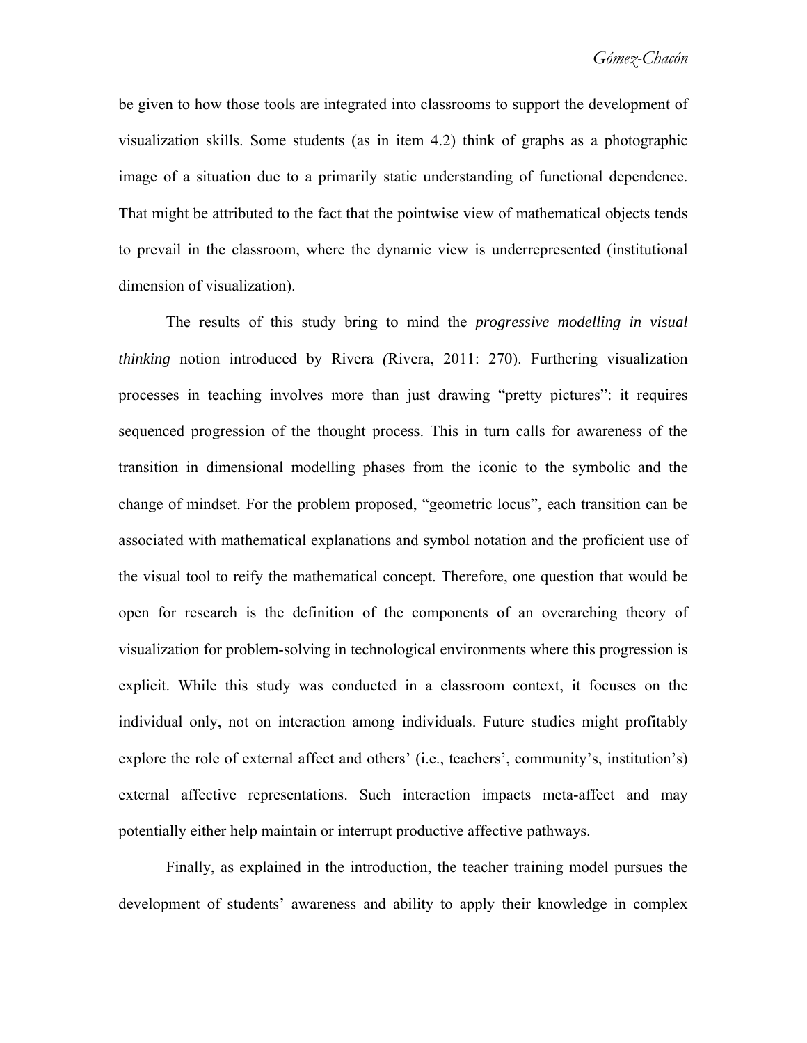be given to how those tools are integrated into classrooms to support the development of visualization skills. Some students (as in item 4.2) think of graphs as a photographic image of a situation due to a primarily static understanding of functional dependence. That might be attributed to the fact that the pointwise view of mathematical objects tends to prevail in the classroom, where the dynamic view is underrepresented (institutional dimension of visualization).

The results of this study bring to mind the *progressive modelling in visual thinking* notion introduced by Rivera *(*Rivera, 2011: 270). Furthering visualization processes in teaching involves more than just drawing "pretty pictures": it requires sequenced progression of the thought process. This in turn calls for awareness of the transition in dimensional modelling phases from the iconic to the symbolic and the change of mindset. For the problem proposed, "geometric locus", each transition can be associated with mathematical explanations and symbol notation and the proficient use of the visual tool to reify the mathematical concept. Therefore, one question that would be open for research is the definition of the components of an overarching theory of visualization for problem-solving in technological environments where this progression is explicit. While this study was conducted in a classroom context, it focuses on the individual only, not on interaction among individuals. Future studies might profitably explore the role of external affect and others' (i.e., teachers', community's, institution's) external affective representations. Such interaction impacts meta-affect and may potentially either help maintain or interrupt productive affective pathways.

Finally, as explained in the introduction, the teacher training model pursues the development of students' awareness and ability to apply their knowledge in complex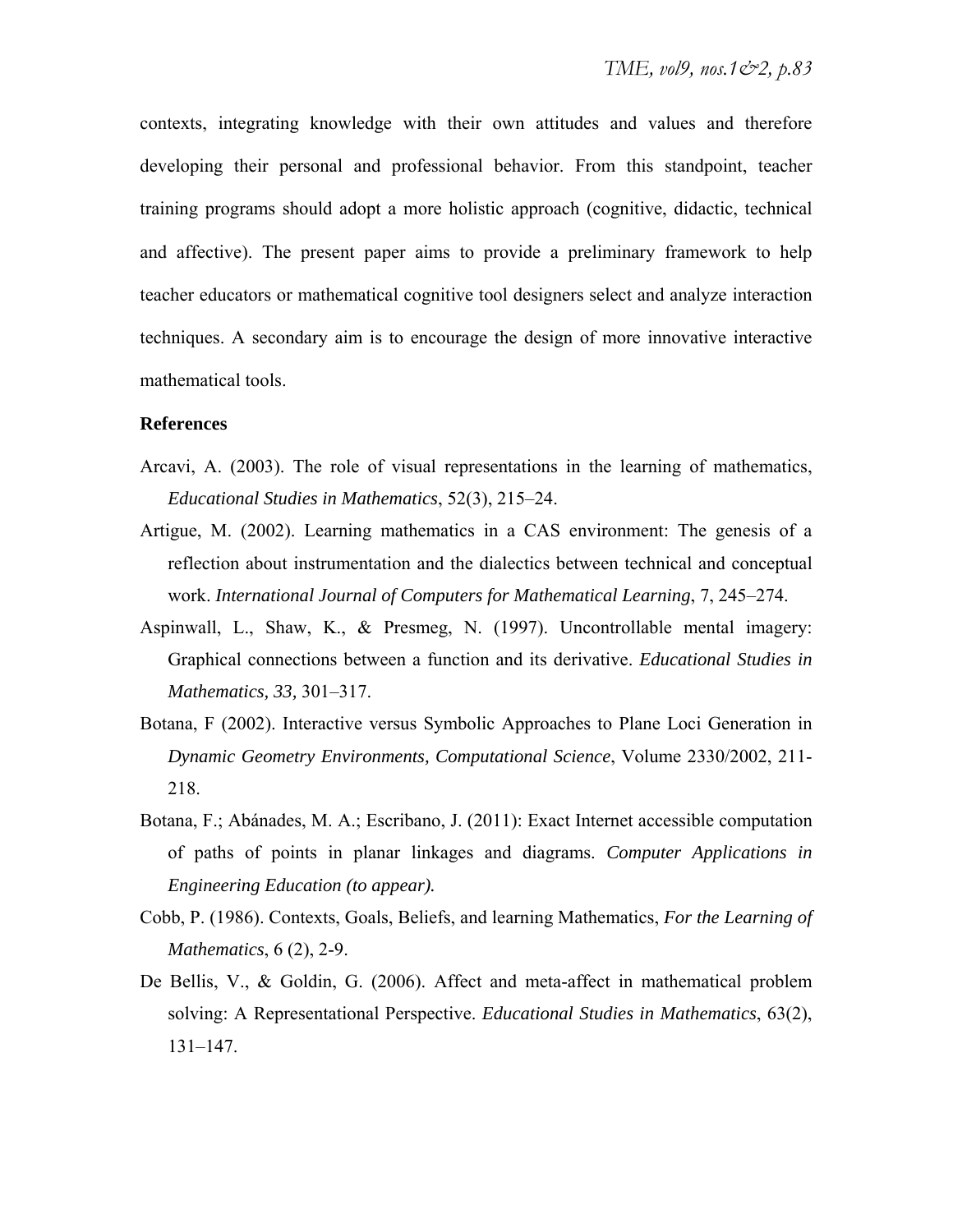contexts, integrating knowledge with their own attitudes and values and therefore developing their personal and professional behavior. From this standpoint, teacher training programs should adopt a more holistic approach (cognitive, didactic, technical and affective). The present paper aims to provide a preliminary framework to help teacher educators or mathematical cognitive tool designers select and analyze interaction techniques. A secondary aim is to encourage the design of more innovative interactive mathematical tools.

**References**

Arcavi, A. (2003). The role of visual representations in the learning of mathematics, *Educational Studies in Mathematics*, 52(3), 215–24.

Artigue, M. (2002). Learning mathematics in a CAS environment: The genesis of a reflection about instrumentation and the dialectics between technical and conceptual work. *International Journal of Computers for Mathematical Learning*, 7, 245–274.

Aspinwall, L., Shaw, K., & Presmeg, N. (1997). Uncontrollable mental imagery: Graphical connections between a function and its derivative. *Educational Studies in Mathematics, 33,* 301–317.

Botana, F (2002). Interactive versus Symbolic Approaches to Plane Loci Generation in *Dynamic Geometry Environments, Computational Science*, Volume 2330/2002, 211-218.

Botana, F.; Abánades, M. A.; Escribano, J. (2011): Exact Internet accessible computation of paths of points in planar linkages and diagrams. *Computer Applications in Engineering Education (to appear).*

Cobb, P. (1986). Contexts, Goals, Beliefs, and learning Mathematics, *For the Learning of Mathematics*, 6 (2), 2-9.

De Bellis, V., & Goldin, G. (2006). Affect and meta-affect in mathematical problem solving: A Representational Perspective. *Educational Studies in Mathematics*, 63(2), 131–147.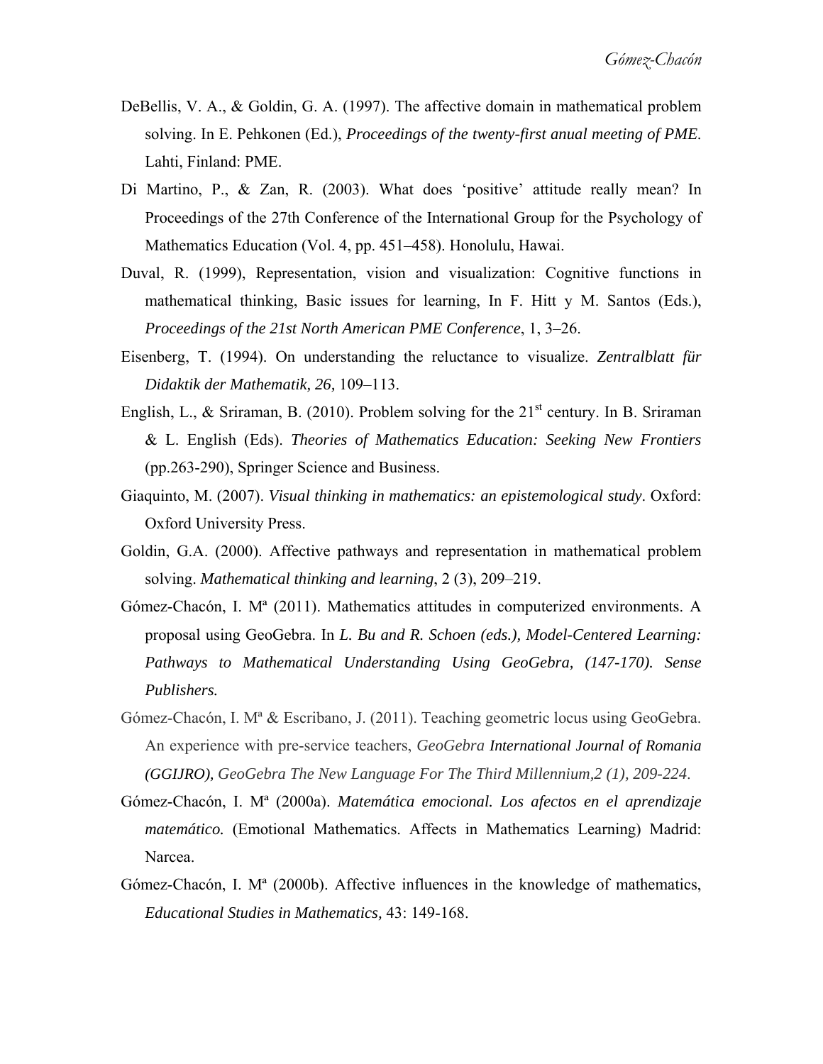DeBellis, V. A., & Goldin, G. A. (1997). The affective domain in mathematical problem solving. In E. Pehkonen (Ed.), *Proceedings of the twenty-first anual meeting of PME*. Lahti, Finland: PME.

Di Martino, P., & Zan, R. (2003). What does 'positive' attitude really mean? In Proceedings of the 27th Conference of the International Group for the Psychology of Mathematics Education (Vol. 4, pp. 451–458). Honolulu, Hawai.

Duval, R. (1999), Representation, vision and visualization: Cognitive functions in mathematical thinking, Basic issues for learning, In F. Hitt y M. Santos (Eds.), *Proceedings of the 21st North American PME Conference*, 1, 3–26.

Eisenberg, T. (1994). On understanding the reluctance to visualize. *Zentralblatt für Didaktik der Mathematik, 26,* 109–113.

English, L., & Sriraman, B. (2010). Problem solving for the 21st century. In B. Sriraman & L. English (Eds). *Theories of Mathematics Education: Seeking New Frontiers* (pp.263-290), Springer Science and Business.

Giaquinto, M. (2007). *Visual thinking in mathematics: an epistemological study*. Oxford: Oxford University Press.

Goldin, G.A. (2000). Affective pathways and representation in mathematical problem solving. *Mathematical thinking and learning*, 2 (3), 209–219.

Gómez-Chacón, I. Mª (2011). Mathematics attitudes in computerized environments. A proposal using GeoGebra. In ***L. Bu and R. Schoen (eds.), Model-Centered Learning: Pathways to Mathematical Understanding Using GeoGebra, (147-170). Sense Publishers.***

Gómez-Chacón, I. Mª & Escribano, J. (2011). Teaching geometric locus using GeoGebra. An experience with pre-service teachers, *GeoGebra* ***International Journal of Romania (GGIJRO),*** *GeoGebra The New Language For The Third Millennium,2 (1), 209-224.*

Gómez-Chacón, I. Mª (2000a). ***Matemática emocional. Los afectos en el aprendizaje matemático.*** (Emotional Mathematics. Affects in Mathematics Learning) Madrid: Narcea.

Gómez-Chacón, I. Mª (2000b). Affective influences in the knowledge of mathematics, *Educational Studies in Mathematics,* 43: 149-168.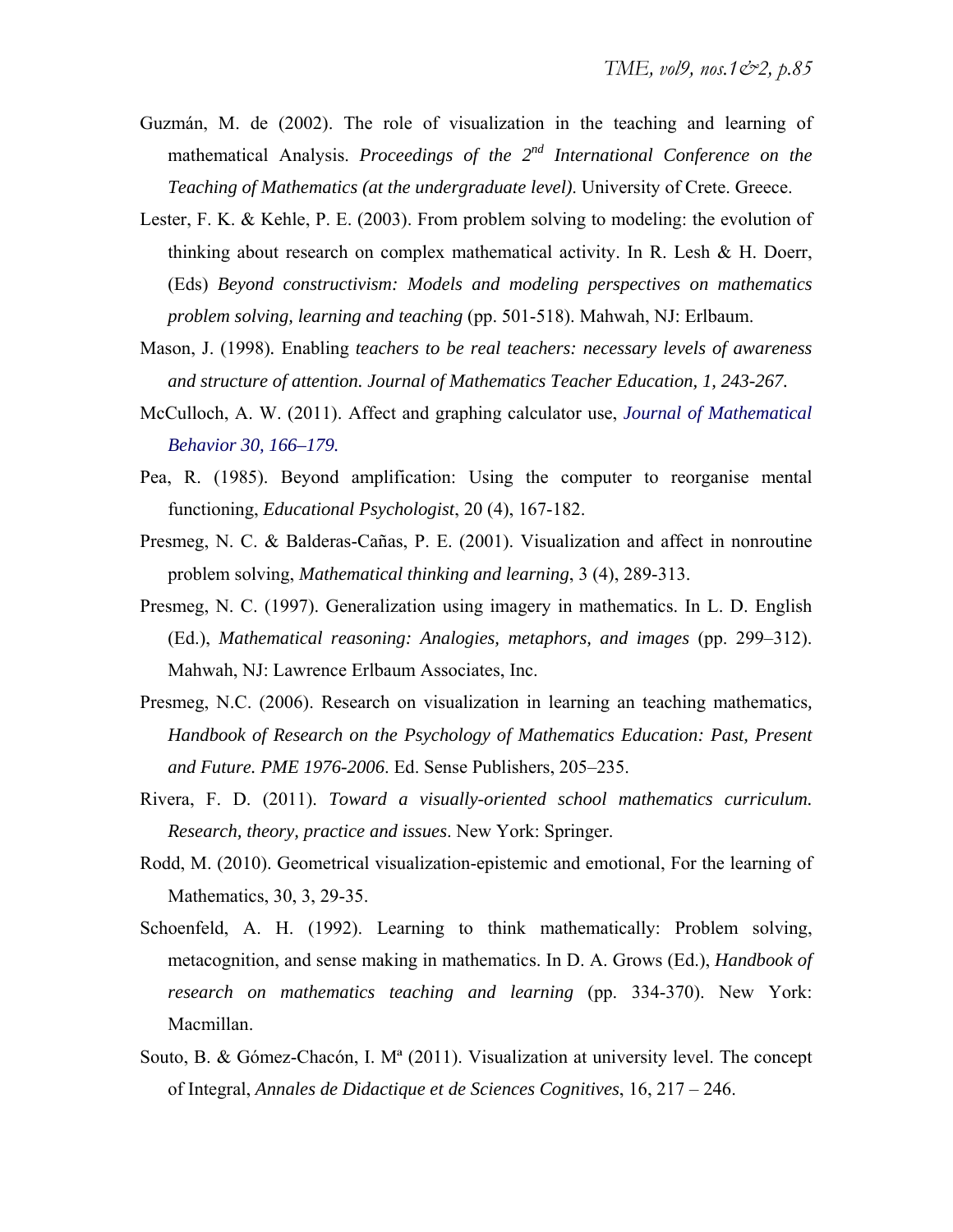Guzmán, M. de (2002). The role of visualization in the teaching and learning of mathematical Analysis. *Proceedings of the 2nd International Conference on the Teaching of Mathematics (at the undergraduate level).* University of Crete. Greece.

Lester, F. K. & Kehle, P. E. (2003). From problem solving to modeling: the evolution of thinking about research on complex mathematical activity. In R. Lesh & H. Doerr, (Eds) *Beyond constructivism: Models and modeling perspectives on mathematics problem solving, learning and teaching* (pp. 501-518). Mahwah, NJ: Erlbaum.

Mason, J. (1998). Enabling *teachers to be real teachers: necessary levels of awareness and structure of attention. Journal of Mathematics Teacher Education, 1, 243-267.*

McCulloch, A. W. (2011). Affect and graphing calculator use, *Journal of Mathematical Behavior 30, 166–179.*

Pea, R. (1985). Beyond amplification: Using the computer to reorganise mental functioning, *Educational Psychologist*, 20 (4), 167-182.

Presmeg, N. C. & Balderas-Cañas, P. E. (2001). Visualization and affect in nonroutine problem solving, *Mathematical thinking and learning*, 3 (4), 289-313.

Presmeg, N. C. (1997). Generalization using imagery in mathematics. In L. D. English (Ed.), *Mathematical reasoning: Analogies, metaphors, and images* (pp. 299–312). Mahwah, NJ: Lawrence Erlbaum Associates, Inc.

Presmeg, N.C. (2006). Research on visualization in learning an teaching mathematics, *Handbook of Research on the Psychology of Mathematics Education: Past, Present and Future. PME 1976-2006*. Ed. Sense Publishers, 205–235.

Rivera, F. D. (2011). *Toward a visually-oriented school mathematics curriculum. Research, theory, practice and issues*. New York: Springer.

Rodd, M. (2010). Geometrical visualization-epistemic and emotional, For the learning of Mathematics, 30, 3, 29-35.

Schoenfeld, A. H. (1992). Learning to think mathematically: Problem solving, metacognition, and sense making in mathematics. In D. A. Grows (Ed.), *Handbook of research on mathematics teaching and learning* (pp. 334-370). New York: Macmillan.

Souto, B. & Gómez-Chacón, I. Mª (2011). Visualization at university level. The concept of Integral, *Annales de Didactique et de Sciences Cognitives*, 16, 217 – 246.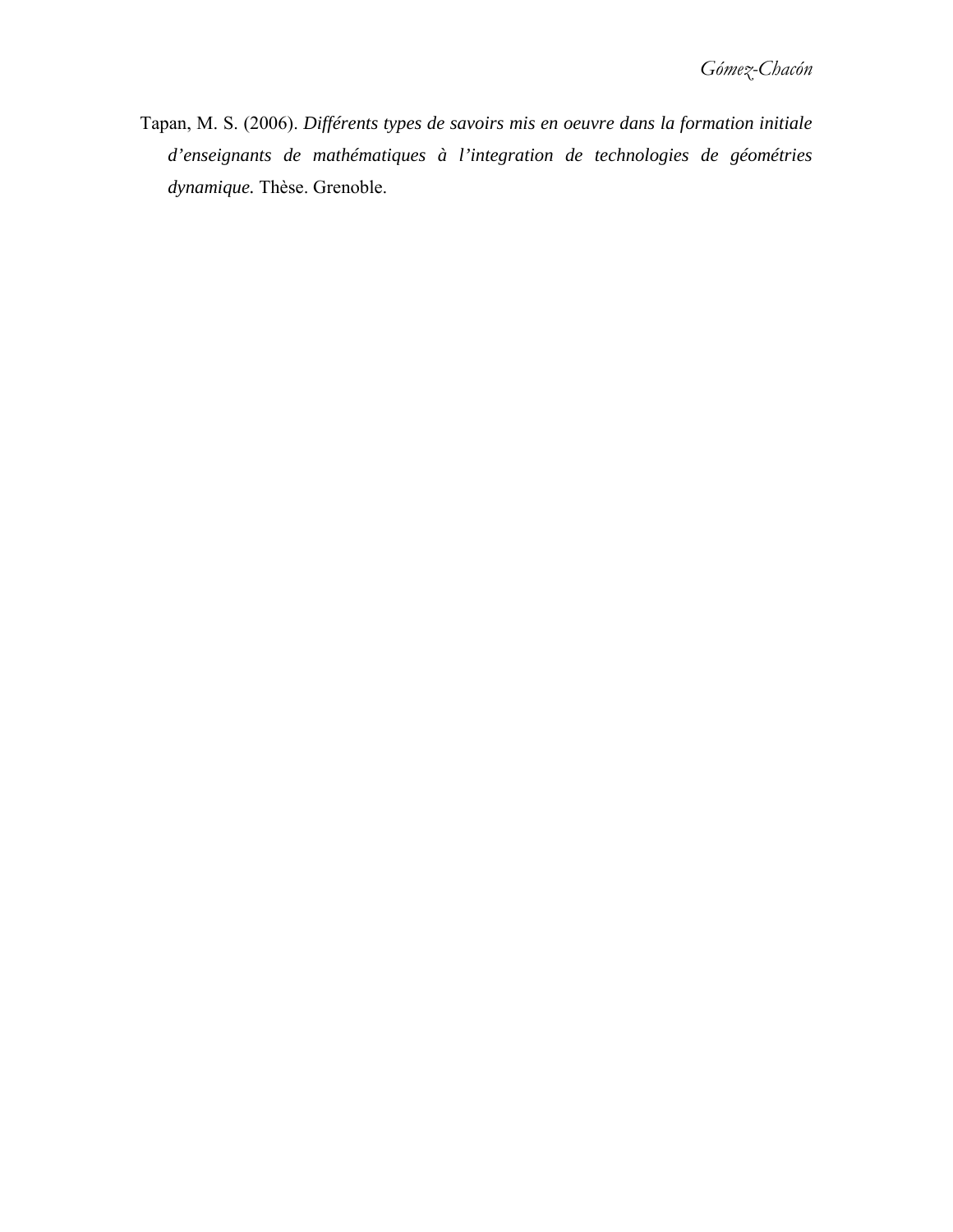Tapan, M. S. (2006). *Différents types de savoirs mis en oeuvre dans la formation initiale d'enseignants de mathématiques à l'integration de technologies de géométries dynamique.* Thèse. Grenoble.